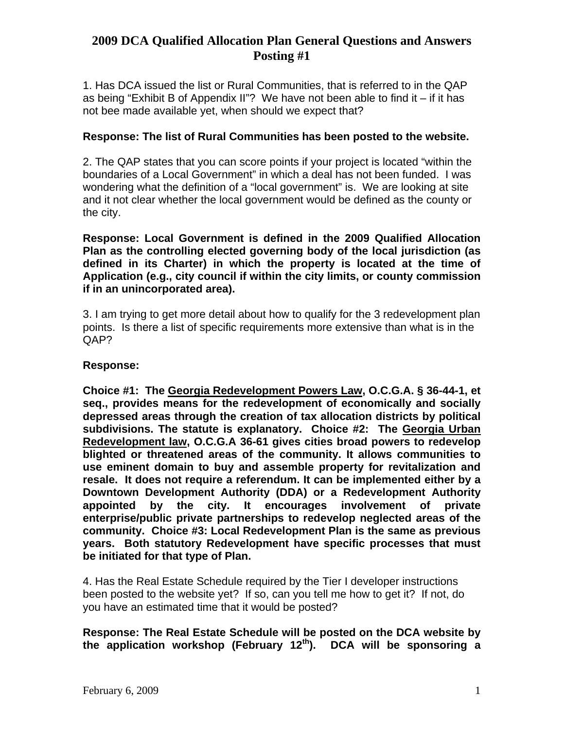# 2009 DCA Qualified Allocation Plan General Questions and Answers Posting #1

1. Has DCA issued the list or Rural Communities, that is referred to in the QAP as being "Exhibit B of Appendix II"? We have not been able to find it – if it has not bee made available yet, when should we expect that?

**Response: The list of Rural Communities has been posted to the website.**

2. The QAP states that you can score points if your project is located "within the boundaries of a Local Government" in which a deal has not been funded. I was wondering what the definition of a "local government" is. We are looking at site and it not clear whether the local government would be defined as the county or the city.

**Response: Local Government is defined in the 2009 Qualified Allocation Plan as the controlling elected governing body of the local jurisdiction (as defined in its Charter) in which the property is located at the time of Application (e.g., city council if within the city limits, or county commission if in an unincorporated area).**

3. I am trying to get more detail about how to qualify for the 3 redevelopment plan points. Is there a list of specific requirements more extensive than what is in the QAP?

**Response:**

**Choice #1: The <u>Georgia Redevelopment Powers Law</u>, O.C.G.A. § 36-44-1, et seq., provides means for the redevelopment of economically and socially depressed areas through the creation of tax allocation districts by political subdivisions. The statute is explanatory. Choice #2: The <u>Georgia Urban Redevelopment law</u>, O.C.G.A 36-61 gives cities broad powers to redevelop blighted or threatened areas of the community. It allows communities to use eminent domain to buy and assemble property for revitalization and resale. It does not require a referendum. It can be implemented either by a Downtown Development Authority (DDA) or a Redevelopment Authority appointed by the city. It encourages involvement of private enterprise/public private partnerships to redevelop neglected areas of the community. Choice #3: Local Redevelopment Plan is the same as previous years. Both statutory Redevelopment have specific processes that must be initiated for that type of Plan.**

4. Has the Real Estate Schedule required by the Tier I developer instructions been posted to the website yet? If so, can you tell me how to get it? If not, do you have an estimated time that it would be posted?

**Response: The Real Estate Schedule will be posted on the DCA website by the application workshop (February 12th). DCA will be sponsoring a**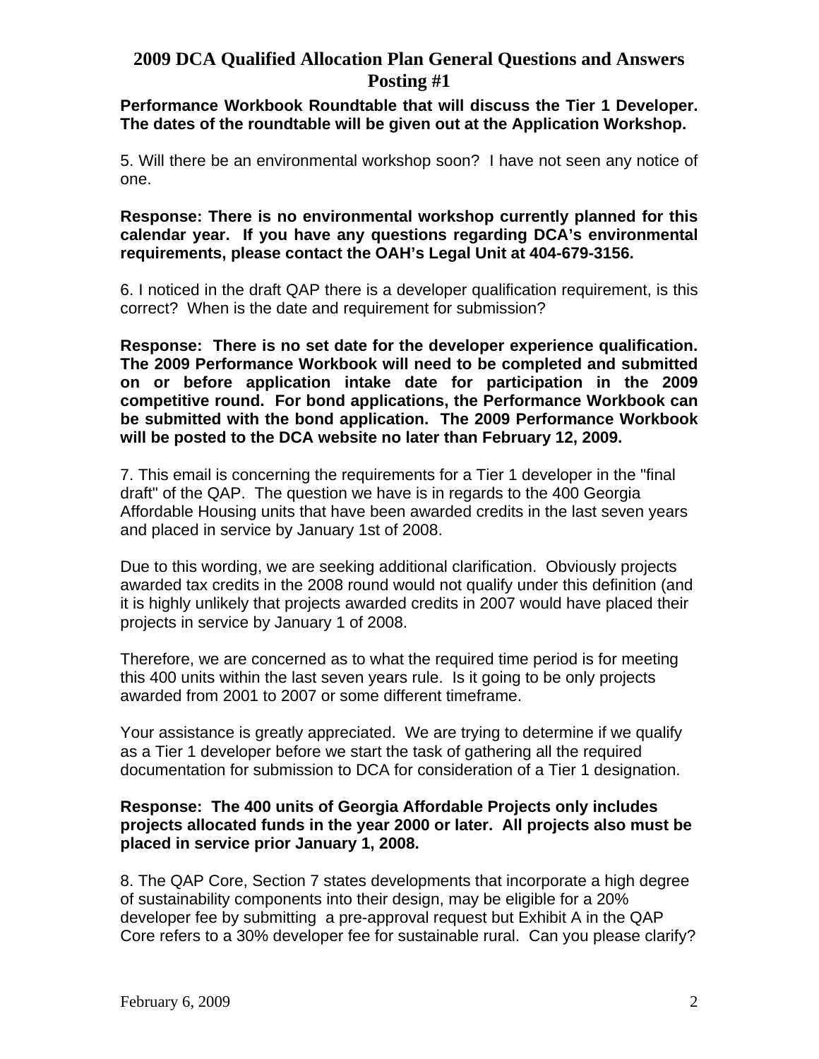**Performance Workbook Roundtable that will discuss the Tier 1 Developer. The dates of the roundtable will be given out at the Application Workshop.**

5. Will there be an environmental workshop soon? I have not seen any notice of one.

**Response: There is no environmental workshop currently planned for this calendar year. If you have any questions regarding DCA's environmental requirements, please contact the OAH's Legal Unit at 404-679-3156.**

6. I noticed in the draft QAP there is a developer qualification requirement, is this correct? When is the date and requirement for submission?

**Response: There is no set date for the developer experience qualification. The 2009 Performance Workbook will need to be completed and submitted on or before application intake date for participation in the 2009 competitive round. For bond applications, the Performance Workbook can be submitted with the bond application. The 2009 Performance Workbook will be posted to the DCA website no later than February 12, 2009.**

7. This email is concerning the requirements for a Tier 1 developer in the "final draft" of the QAP. The question we have is in regards to the 400 Georgia Affordable Housing units that have been awarded credits in the last seven years and placed in service by January 1st of 2008.

Due to this wording, we are seeking additional clarification. Obviously projects awarded tax credits in the 2008 round would not qualify under this definition (and it is highly unlikely that projects awarded credits in 2007 would have placed their projects in service by January 1 of 2008.

Therefore, we are concerned as to what the required time period is for meeting this 400 units within the last seven years rule. Is it going to be only projects awarded from 2001 to 2007 or some different timeframe.

Your assistance is greatly appreciated. We are trying to determine if we qualify as a Tier 1 developer before we start the task of gathering all the required documentation for submission to DCA for consideration of a Tier 1 designation.

**Response: The 400 units of Georgia Affordable Projects only includes projects allocated funds in the year 2000 or later. All projects also must be placed in service prior January 1, 2008.**

8. The QAP Core, Section 7 states developments that incorporate a high degree of sustainability components into their design, may be eligible for a 20% developer fee by submitting a pre-approval request but Exhibit A in the QAP Core refers to a 30% developer fee for sustainable rural. Can you please clarify?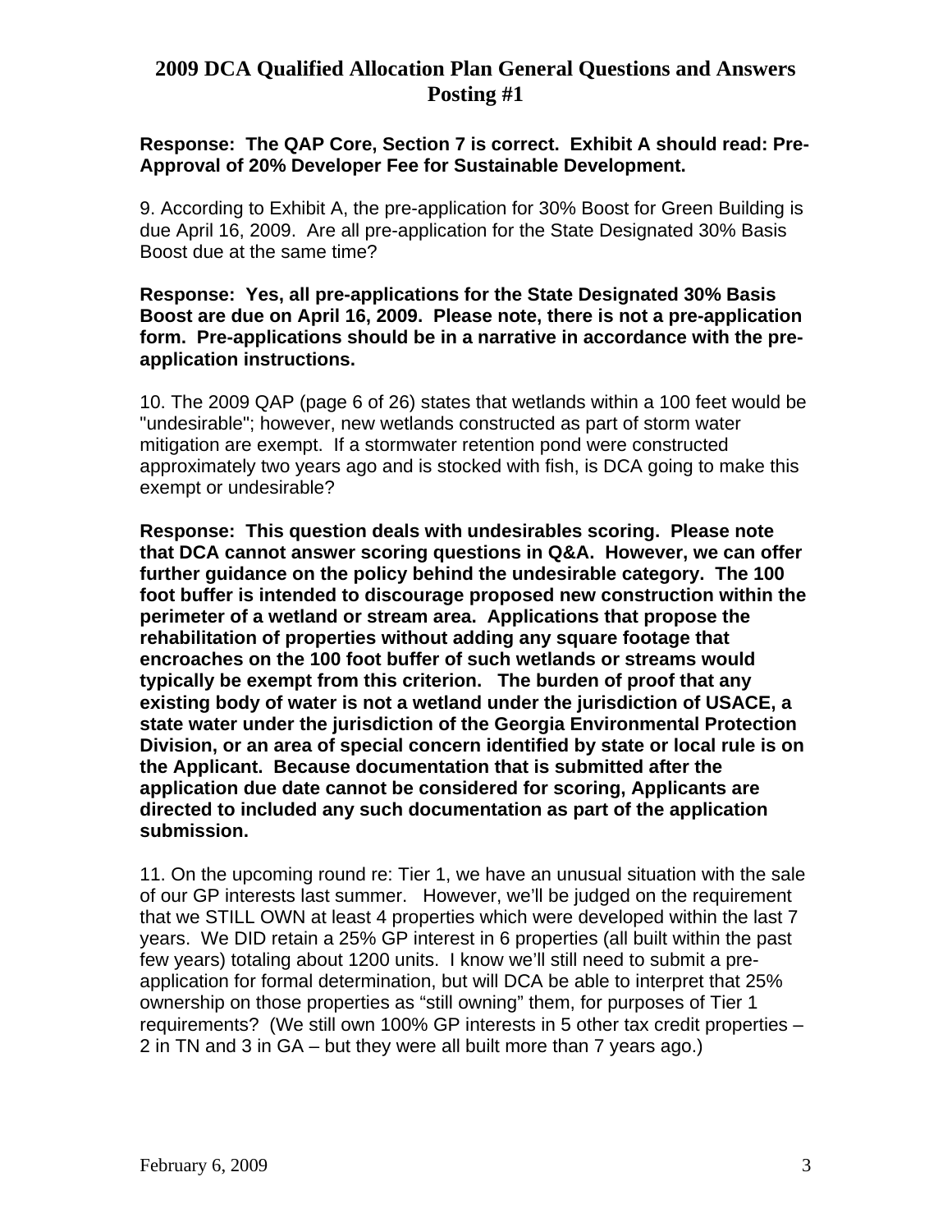**Response: The QAP Core, Section 7 is correct. Exhibit A should read: Pre-Approval of 20% Developer Fee for Sustainable Development.**

9. According to Exhibit A, the pre-application for 30% Boost for Green Building is due April 16, 2009. Are all pre-application for the State Designated 30% Basis Boost due at the same time?

**Response: Yes, all pre-applications for the State Designated 30% Basis Boost are due on April 16, 2009. Please note, there is not a pre-application form. Pre-applications should be in a narrative in accordance with the pre-application instructions.**

10. The 2009 QAP (page 6 of 26) states that wetlands within a 100 feet would be "undesirable"; however, new wetlands constructed as part of storm water mitigation are exempt. If a stormwater retention pond were constructed approximately two years ago and is stocked with fish, is DCA going to make this exempt or undesirable?

**Response: This question deals with undesirables scoring. Please note that DCA cannot answer scoring questions in Q&A. However, we can offer further guidance on the policy behind the undesirable category. The 100 foot buffer is intended to discourage proposed new construction within the perimeter of a wetland or stream area. Applications that propose the rehabilitation of properties without adding any square footage that encroaches on the 100 foot buffer of such wetlands or streams would typically be exempt from this criterion. The burden of proof that any existing body of water is not a wetland under the jurisdiction of USACE, a state water under the jurisdiction of the Georgia Environmental Protection Division, or an area of special concern identified by state or local rule is on the Applicant. Because documentation that is submitted after the application due date cannot be considered for scoring, Applicants are directed to included any such documentation as part of the application submission.**

11. On the upcoming round re: Tier 1, we have an unusual situation with the sale of our GP interests last summer. However, we'll be judged on the requirement that we STILL OWN at least 4 properties which were developed within the last 7 years. We DID retain a 25% GP interest in 6 properties (all built within the past few years) totaling about 1200 units. I know we'll still need to submit a pre-application for formal determination, but will DCA be able to interpret that 25% ownership on those properties as "still owning" them, for purposes of Tier 1 requirements? (We still own 100% GP interests in 5 other tax credit properties – 2 in TN and 3 in GA – but they were all built more than 7 years ago.)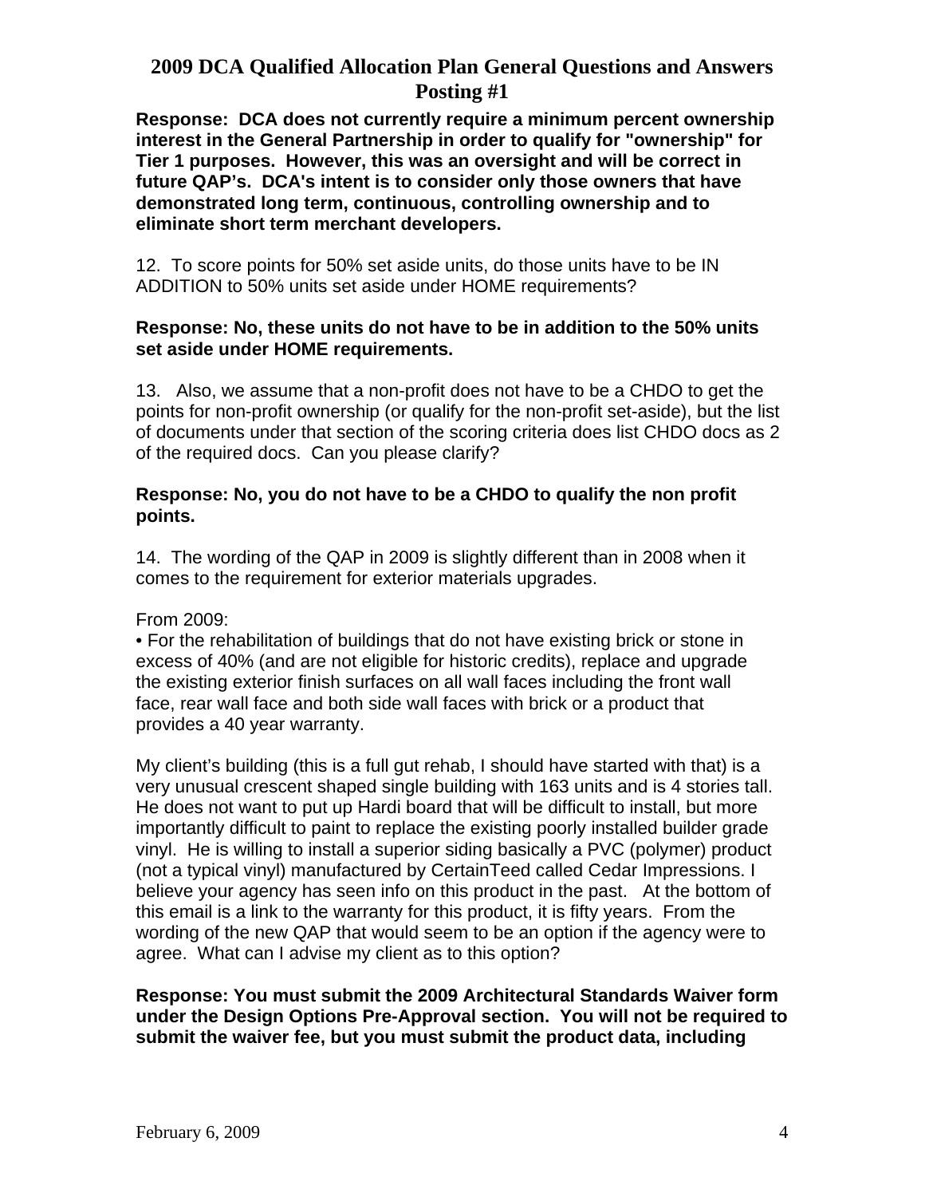**Response: DCA does not currently require a minimum percent ownership interest in the General Partnership in order to qualify for "ownership" for Tier 1 purposes. However, this was an oversight and will be correct in future QAP's. DCA's intent is to consider only those owners that have demonstrated long term, continuous, controlling ownership and to eliminate short term merchant developers.**

12. To score points for 50% set aside units, do those units have to be IN ADDITION to 50% units set aside under HOME requirements?

**Response: No, these units do not have to be in addition to the 50% units set aside under HOME requirements.**

13. Also, we assume that a non-profit does not have to be a CHDO to get the points for non-profit ownership (or qualify for the non-profit set-aside), but the list of documents under that section of the scoring criteria does list CHDO docs as 2 of the required docs. Can you please clarify?

**Response: No, you do not have to be a CHDO to qualify the non profit points.**

14. The wording of the QAP in 2009 is slightly different than in 2008 when it comes to the requirement for exterior materials upgrades.

From 2009:

• For the rehabilitation of buildings that do not have existing brick or stone in excess of 40% (and are not eligible for historic credits), replace and upgrade the existing exterior finish surfaces on all wall faces including the front wall face, rear wall face and both side wall faces with brick or a product that provides a 40 year warranty.

My client's building (this is a full gut rehab, I should have started with that) is a very unusual crescent shaped single building with 163 units and is 4 stories tall. He does not want to put up Hardi board that will be difficult to install, but more importantly difficult to paint to replace the existing poorly installed builder grade vinyl. He is willing to install a superior siding basically a PVC (polymer) product (not a typical vinyl) manufactured by CertainTeed called Cedar Impressions. I believe your agency has seen info on this product in the past. At the bottom of this email is a link to the warranty for this product, it is fifty years. From the wording of the new QAP that would seem to be an option if the agency were to agree. What can I advise my client as to this option?

**Response: You must submit the 2009 Architectural Standards Waiver form under the Design Options Pre-Approval section. You will not be required to submit the waiver fee, but you must submit the product data, including**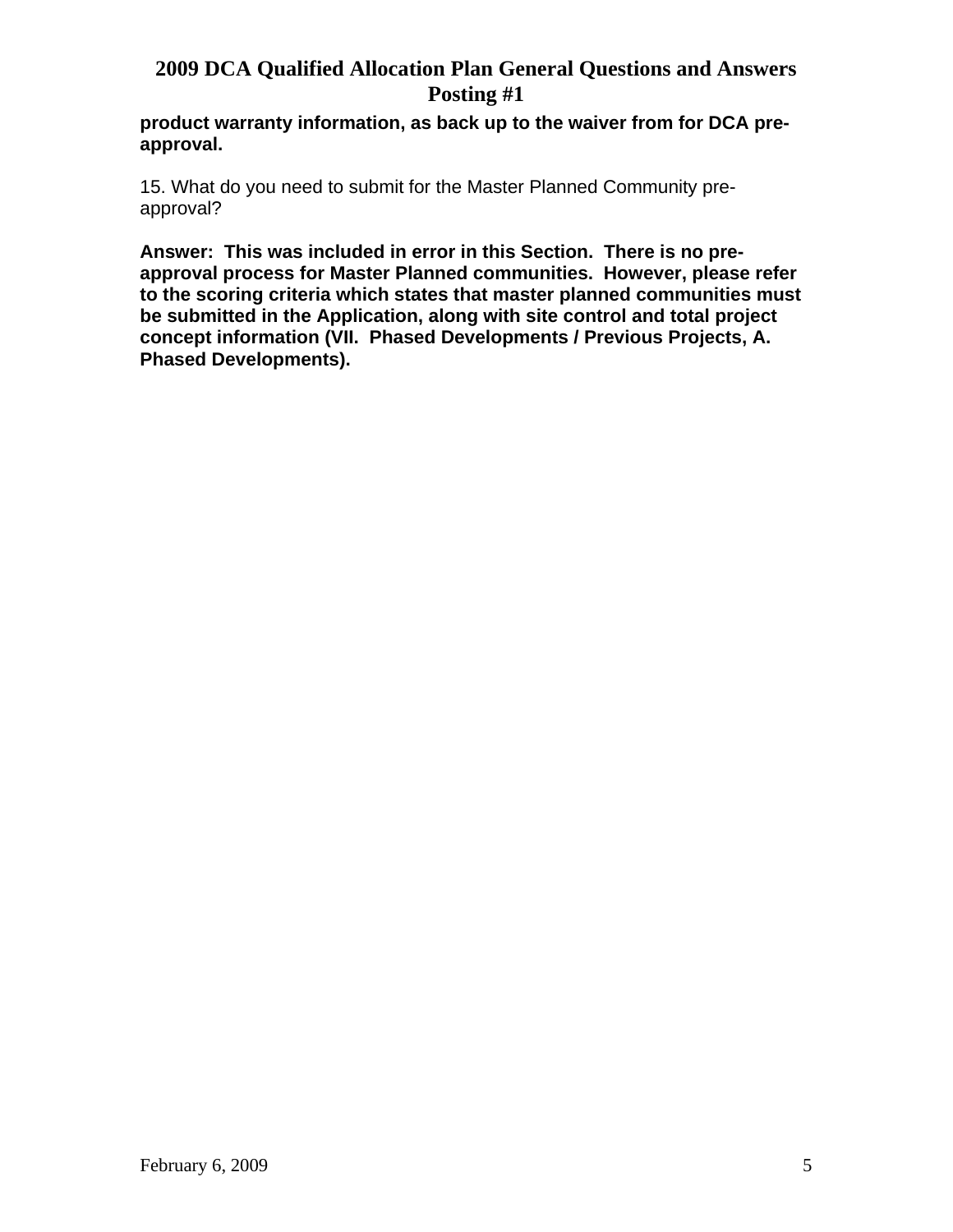**product warranty information, as back up to the waiver from for DCA pre-approval.**

15. What do you need to submit for the Master Planned Community pre-approval?

**Answer: This was included in error in this Section. There is no pre-approval process for Master Planned communities. However, please refer to the scoring criteria which states that master planned communities must be submitted in the Application, along with site control and total project concept information (VII. Phased Developments / Previous Projects, A. Phased Developments).**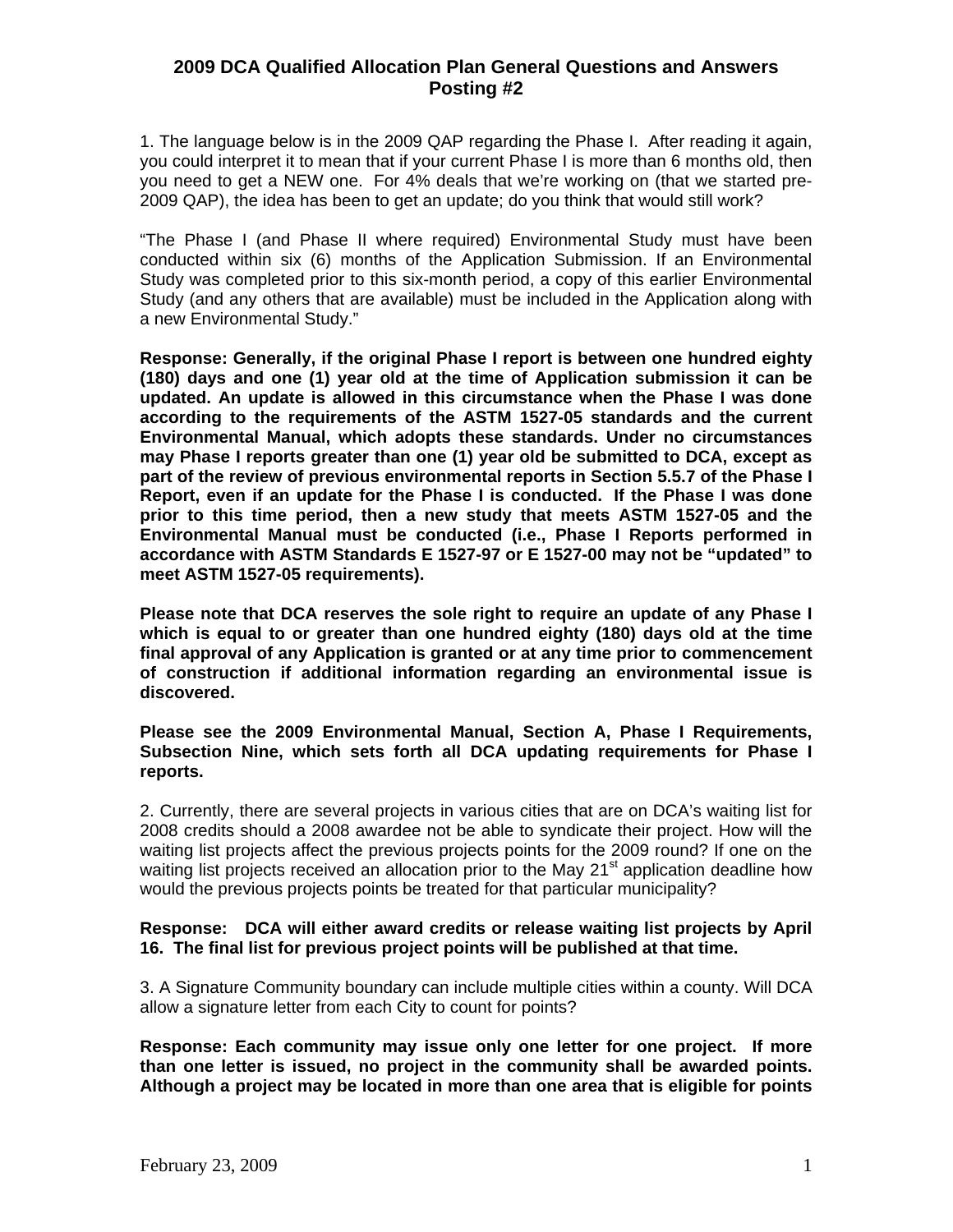# 2009 DCA Qualified Allocation Plan General Questions and Answers Posting #2

1. The language below is in the 2009 QAP regarding the Phase I. After reading it again, you could interpret it to mean that if your current Phase I is more than 6 months old, then you need to get a NEW one. For 4% deals that we're working on (that we started pre-2009 QAP), the idea has been to get an update; do you think that would still work?

"The Phase I (and Phase II where required) Environmental Study must have been conducted within six (6) months of the Application Submission. If an Environmental Study was completed prior to this six-month period, a copy of this earlier Environmental Study (and any others that are available) must be included in the Application along with a new Environmental Study."

**Response: Generally, if the original Phase I report is between one hundred eighty (180) days and one (1) year old at the time of Application submission it can be updated. An update is allowed in this circumstance when the Phase I was done according to the requirements of the ASTM 1527-05 standards and the current Environmental Manual, which adopts these standards. Under no circumstances may Phase I reports greater than one (1) year old be submitted to DCA, except as part of the review of previous environmental reports in Section 5.5.7 of the Phase I Report, even if an update for the Phase I is conducted. If the Phase I was done prior to this time period, then a new study that meets ASTM 1527-05 and the Environmental Manual must be conducted (i.e., Phase I Reports performed in accordance with ASTM Standards E 1527-97 or E 1527-00 may not be "updated" to meet ASTM 1527-05 requirements).**

**Please note that DCA reserves the sole right to require an update of any Phase I which is equal to or greater than one hundred eighty (180) days old at the time final approval of any Application is granted or at any time prior to commencement of construction if additional information regarding an environmental issue is discovered.**

**Please see the 2009 Environmental Manual, Section A, Phase I Requirements, Subsection Nine, which sets forth all DCA updating requirements for Phase I reports.**

2. Currently, there are several projects in various cities that are on DCA's waiting list for 2008 credits should a 2008 awardee not be able to syndicate their project. How will the waiting list projects affect the previous projects points for the 2009 round? If one on the waiting list projects received an allocation prior to the May 21st application deadline how would the previous projects points be treated for that particular municipality?

**Response: DCA will either award credits or release waiting list projects by April 16. The final list for previous project points will be published at that time.**

3. A Signature Community boundary can include multiple cities within a county. Will DCA allow a signature letter from each City to count for points?

**Response: Each community may issue only one letter for one project. If more than one letter is issued, no project in the community shall be awarded points. Although a project may be located in more than one area that is eligible for points**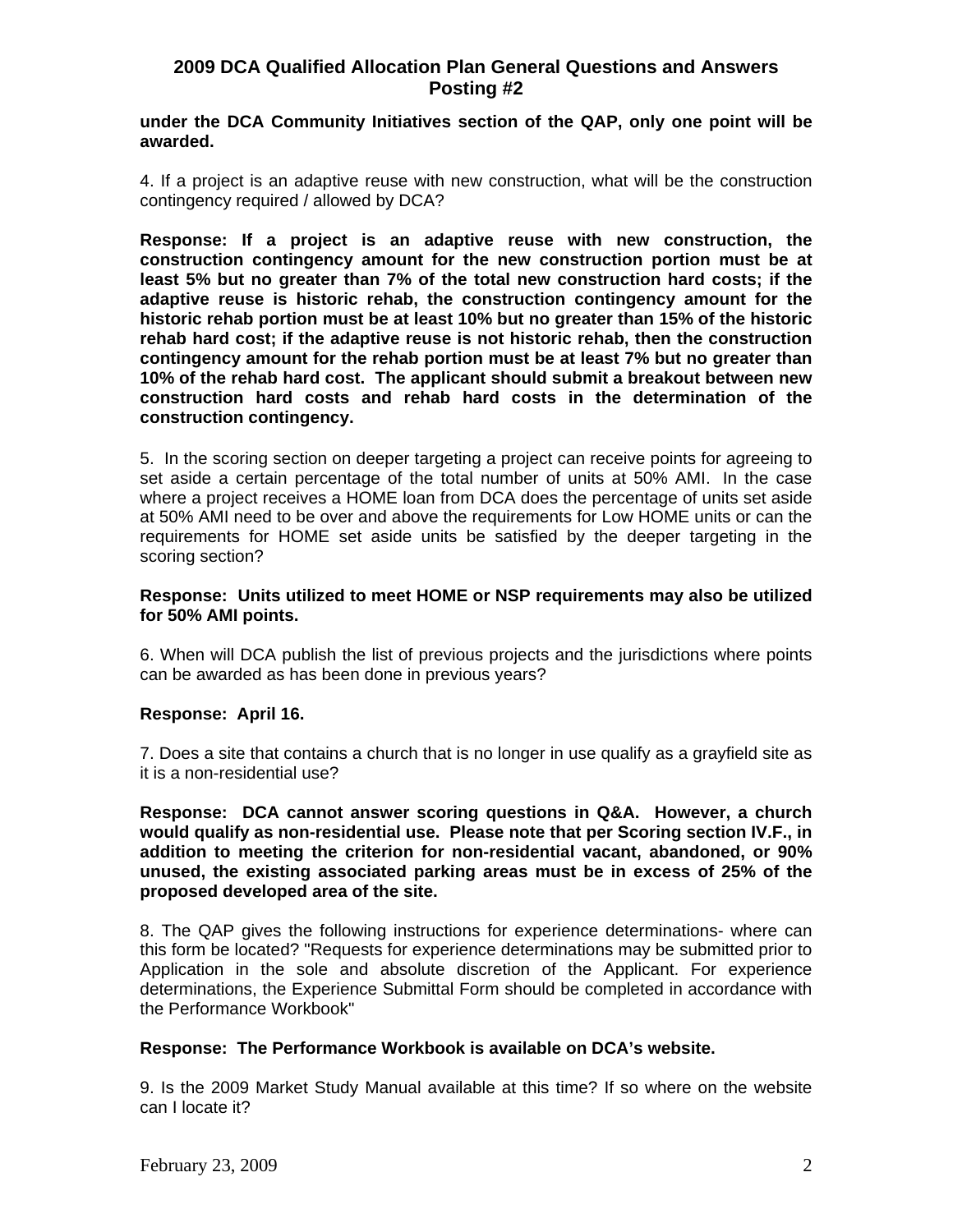**under the DCA Community Initiatives section of the QAP, only one point will be awarded.**

4. If a project is an adaptive reuse with new construction, what will be the construction contingency required / allowed by DCA?

**Response: If a project is an adaptive reuse with new construction, the construction contingency amount for the new construction portion must be at least 5% but no greater than 7% of the total new construction hard costs; if the adaptive reuse is historic rehab, the construction contingency amount for the historic rehab portion must be at least 10% but no greater than 15% of the historic rehab hard cost; if the adaptive reuse is not historic rehab, then the construction contingency amount for the rehab portion must be at least 7% but no greater than 10% of the rehab hard cost. The applicant should submit a breakout between new construction hard costs and rehab hard costs in the determination of the construction contingency.**

5. In the scoring section on deeper targeting a project can receive points for agreeing to set aside a certain percentage of the total number of units at 50% AMI. In the case where a project receives a HOME loan from DCA does the percentage of units set aside at 50% AMI need to be over and above the requirements for Low HOME units or can the requirements for HOME set aside units be satisfied by the deeper targeting in the scoring section?

**Response: Units utilized to meet HOME or NSP requirements may also be utilized for 50% AMI points.**

6. When will DCA publish the list of previous projects and the jurisdictions where points can be awarded as has been done in previous years?

**Response: April 16.**

7. Does a site that contains a church that is no longer in use qualify as a grayfield site as it is a non-residential use?

**Response: DCA cannot answer scoring questions in Q&A. However, a church would qualify as non-residential use. Please note that per Scoring section IV.F., in addition to meeting the criterion for non-residential vacant, abandoned, or 90% unused, the existing associated parking areas must be in excess of 25% of the proposed developed area of the site.**

8. The QAP gives the following instructions for experience determinations- where can this form be located? "Requests for experience determinations may be submitted prior to Application in the sole and absolute discretion of the Applicant. For experience determinations, the Experience Submittal Form should be completed in accordance with the Performance Workbook"

**Response: The Performance Workbook is available on DCA's website.**

9. Is the 2009 Market Study Manual available at this time? If so where on the website can I locate it?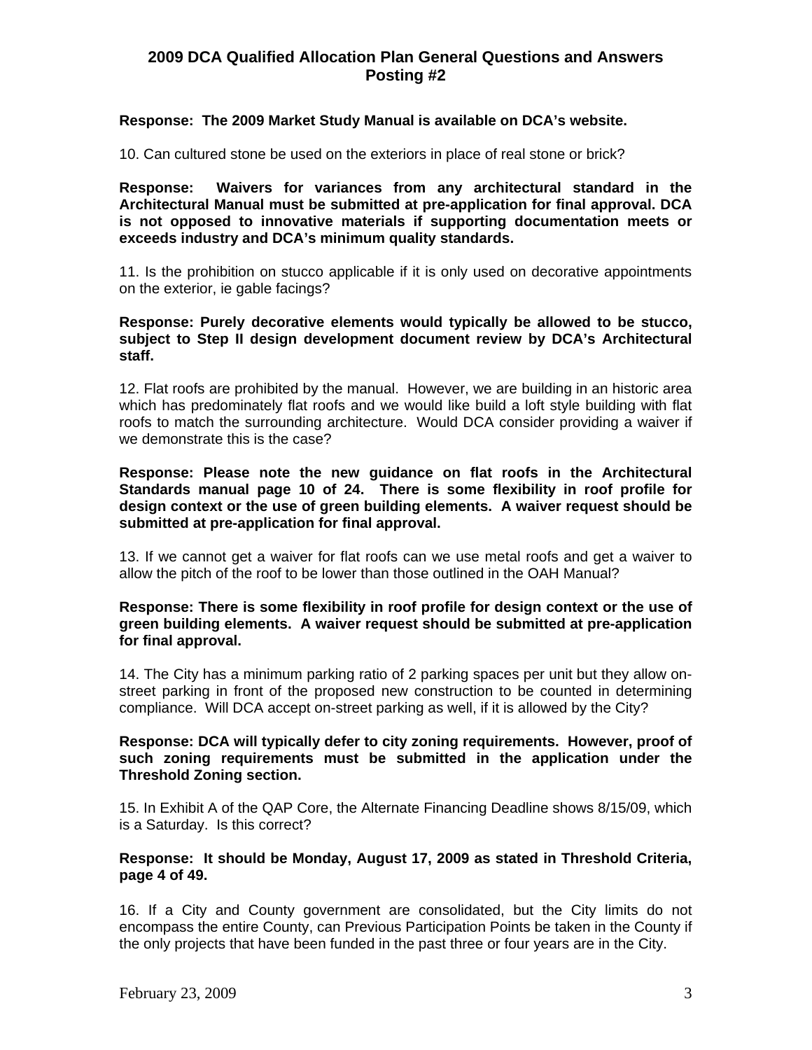**Response: The 2009 Market Study Manual is available on DCA's website.**

10. Can cultured stone be used on the exteriors in place of real stone or brick?

**Response: Waivers for variances from any architectural standard in the Architectural Manual must be submitted at pre-application for final approval. DCA is not opposed to innovative materials if supporting documentation meets or exceeds industry and DCA's minimum quality standards.**

11. Is the prohibition on stucco applicable if it is only used on decorative appointments on the exterior, ie gable facings?

**Response: Purely decorative elements would typically be allowed to be stucco, subject to Step II design development document review by DCA's Architectural staff.**

12. Flat roofs are prohibited by the manual. However, we are building in an historic area which has predominately flat roofs and we would like build a loft style building with flat roofs to match the surrounding architecture. Would DCA consider providing a waiver if we demonstrate this is the case?

**Response: Please note the new guidance on flat roofs in the Architectural Standards manual page 10 of 24. There is some flexibility in roof profile for design context or the use of green building elements. A waiver request should be submitted at pre-application for final approval.**

13. If we cannot get a waiver for flat roofs can we use metal roofs and get a waiver to allow the pitch of the roof to be lower than those outlined in the OAH Manual?

**Response: There is some flexibility in roof profile for design context or the use of green building elements. A waiver request should be submitted at pre-application for final approval.**

14. The City has a minimum parking ratio of 2 parking spaces per unit but they allow on-street parking in front of the proposed new construction to be counted in determining compliance. Will DCA accept on-street parking as well, if it is allowed by the City?

**Response: DCA will typically defer to city zoning requirements. However, proof of such zoning requirements must be submitted in the application under the Threshold Zoning section.**

15. In Exhibit A of the QAP Core, the Alternate Financing Deadline shows 8/15/09, which is a Saturday. Is this correct?

**Response: It should be Monday, August 17, 2009 as stated in Threshold Criteria, page 4 of 49.**

16. If a City and County government are consolidated, but the City limits do not encompass the entire County, can Previous Participation Points be taken in the County if the only projects that have been funded in the past three or four years are in the City.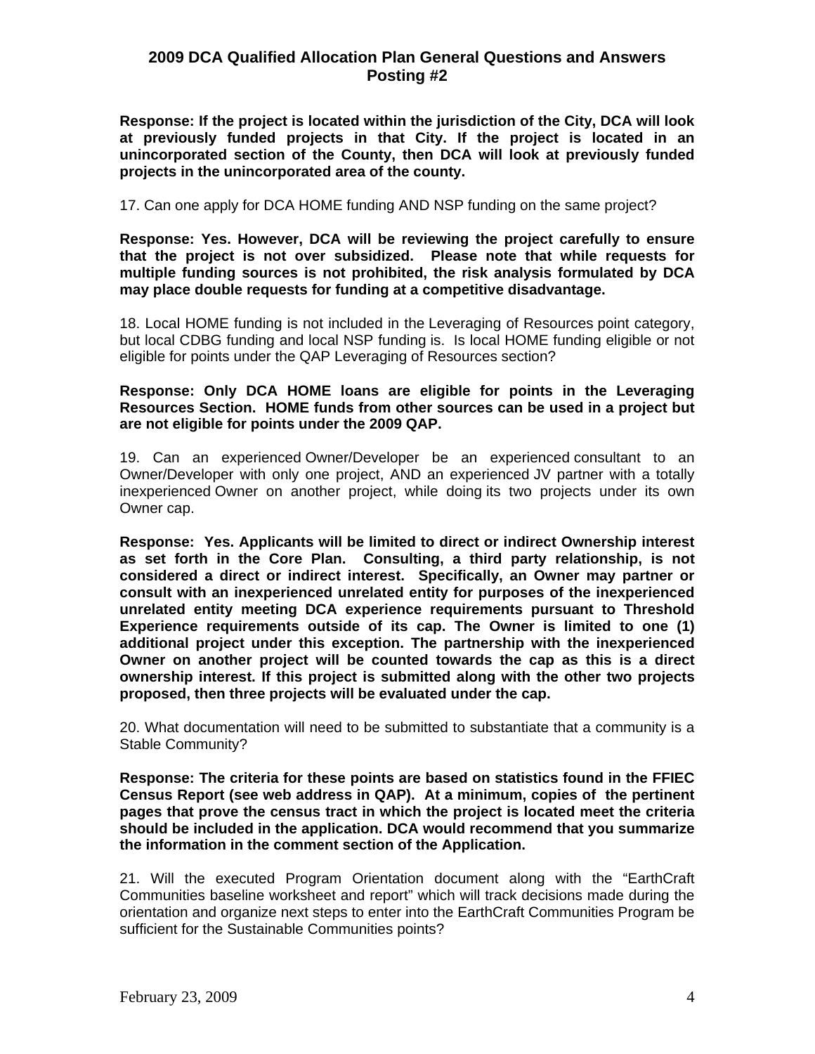**Response: If the project is located within the jurisdiction of the City, DCA will look at previously funded projects in that City. If the project is located in an unincorporated section of the County, then DCA will look at previously funded projects in the unincorporated area of the county.**

17. Can one apply for DCA HOME funding AND NSP funding on the same project?

**Response: Yes. However, DCA will be reviewing the project carefully to ensure that the project is not over subsidized. Please note that while requests for multiple funding sources is not prohibited, the risk analysis formulated by DCA may place double requests for funding at a competitive disadvantage.**

18. Local HOME funding is not included in the Leveraging of Resources point category, but local CDBG funding and local NSP funding is. Is local HOME funding eligible or not eligible for points under the QAP Leveraging of Resources section?

**Response: Only DCA HOME loans are eligible for points in the Leveraging Resources Section. HOME funds from other sources can be used in a project but are not eligible for points under the 2009 QAP.**

19. Can an experienced Owner/Developer be an experienced consultant to an Owner/Developer with only one project, AND an experienced JV partner with a totally inexperienced Owner on another project, while doing its two projects under its own Owner cap.

**Response: Yes. Applicants will be limited to direct or indirect Ownership interest as set forth in the Core Plan. Consulting, a third party relationship, is not considered a direct or indirect interest. Specifically, an Owner may partner or consult with an inexperienced unrelated entity for purposes of the inexperienced unrelated entity meeting DCA experience requirements pursuant to Threshold Experience requirements outside of its cap. The Owner is limited to one (1) additional project under this exception. The partnership with the inexperienced Owner on another project will be counted towards the cap as this is a direct ownership interest. If this project is submitted along with the other two projects proposed, then three projects will be evaluated under the cap.**

20. What documentation will need to be submitted to substantiate that a community is a Stable Community?

**Response: The criteria for these points are based on statistics found in the FFIEC Census Report (see web address in QAP). At a minimum, copies of the pertinent pages that prove the census tract in which the project is located meet the criteria should be included in the application. DCA would recommend that you summarize the information in the comment section of the Application.**

21. Will the executed Program Orientation document along with the "EarthCraft Communities baseline worksheet and report" which will track decisions made during the orientation and organize next steps to enter into the EarthCraft Communities Program be sufficient for the Sustainable Communities points?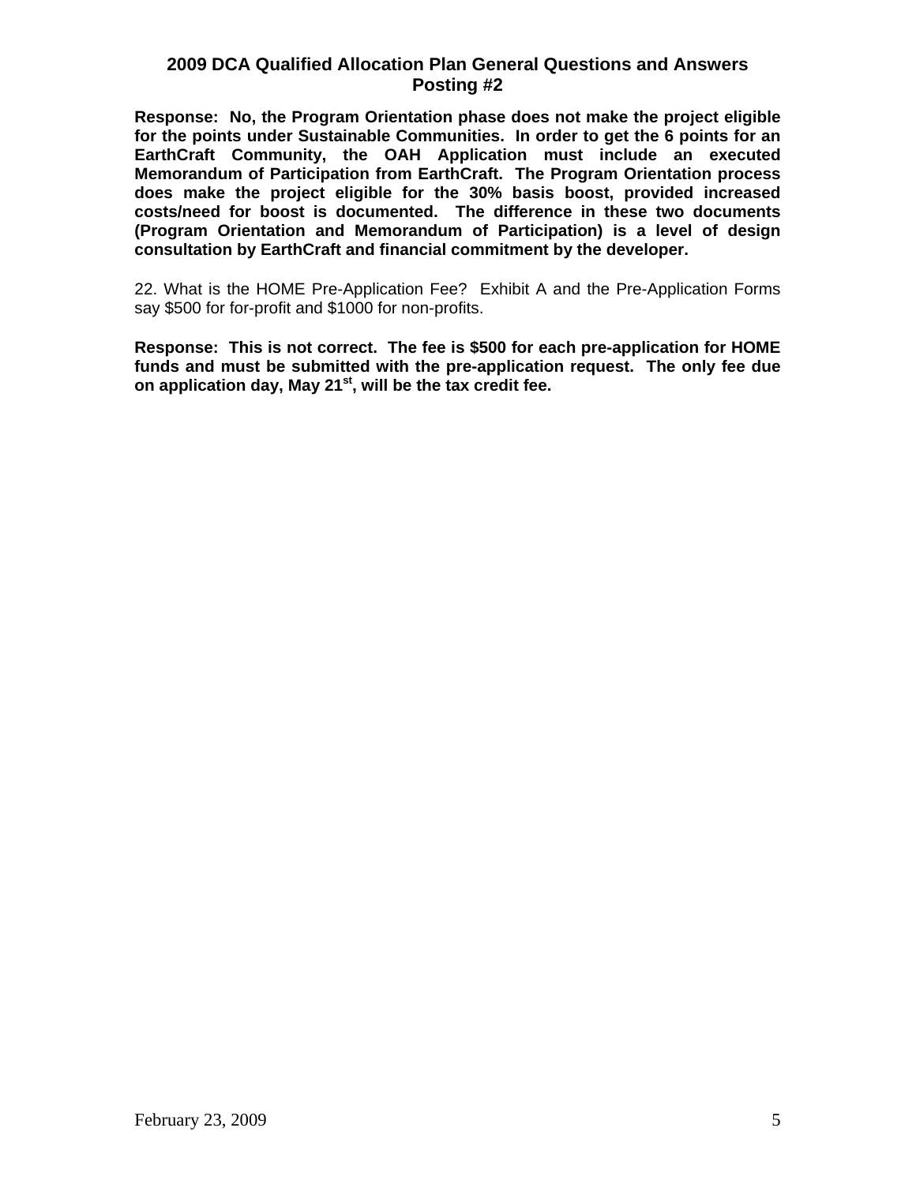**Response: No, the Program Orientation phase does not make the project eligible for the points under Sustainable Communities. In order to get the 6 points for an EarthCraft Community, the OAH Application must include an executed Memorandum of Participation from EarthCraft. The Program Orientation process does make the project eligible for the 30% basis boost, provided increased costs/need for boost is documented. The difference in these two documents (Program Orientation and Memorandum of Participation) is a level of design consultation by EarthCraft and financial commitment by the developer.**

22. What is the HOME Pre-Application Fee? Exhibit A and the Pre-Application Forms say $500 for for-profit and $1000 for non-profits.

**Response: This is not correct. The fee is $500 for each pre-application for HOME funds and must be submitted with the pre-application request. The only fee due on application day, May 21st, will be the tax credit fee.**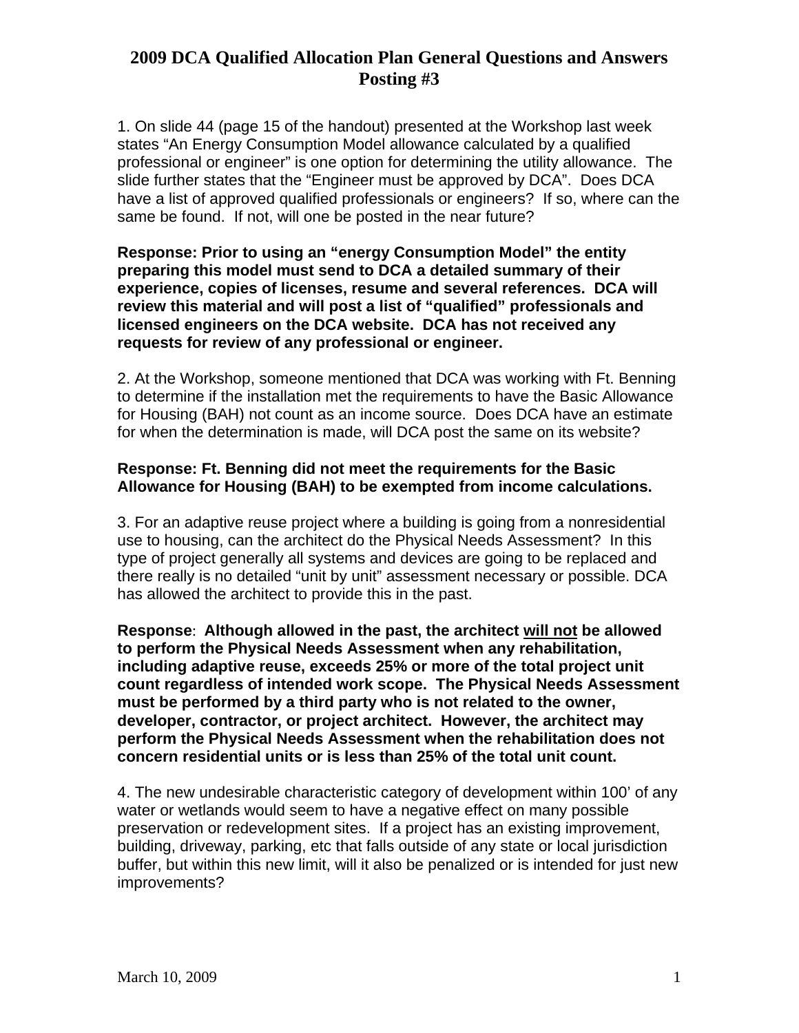# 2009 DCA Qualified Allocation Plan General Questions and Answers Posting #3

1. On slide 44 (page 15 of the handout) presented at the Workshop last week states "An Energy Consumption Model allowance calculated by a qualified professional or engineer" is one option for determining the utility allowance. The slide further states that the "Engineer must be approved by DCA". Does DCA have a list of approved qualified professionals or engineers? If so, where can the same be found. If not, will one be posted in the near future?

**Response: Prior to using an "energy Consumption Model" the entity preparing this model must send to DCA a detailed summary of their experience, copies of licenses, resume and several references. DCA will review this material and will post a list of "qualified" professionals and licensed engineers on the DCA website. DCA has not received any requests for review of any professional or engineer.**

2. At the Workshop, someone mentioned that DCA was working with Ft. Benning to determine if the installation met the requirements to have the Basic Allowance for Housing (BAH) not count as an income source. Does DCA have an estimate for when the determination is made, will DCA post the same on its website?

**Response: Ft. Benning did not meet the requirements for the Basic Allowance for Housing (BAH) to be exempted from income calculations.**

3. For an adaptive reuse project where a building is going from a nonresidential use to housing, can the architect do the Physical Needs Assessment? In this type of project generally all systems and devices are going to be replaced and there really is no detailed "unit by unit" assessment necessary or possible. DCA has allowed the architect to provide this in the past.

**Response**: **Although allowed in the past, the architect <u>will not</u> be allowed to perform the Physical Needs Assessment when any rehabilitation, including adaptive reuse, exceeds 25% or more of the total project unit count regardless of intended work scope. The Physical Needs Assessment must be performed by a third party who is not related to the owner, developer, contractor, or project architect. However, the architect may perform the Physical Needs Assessment when the rehabilitation does not concern residential units or is less than 25% of the total unit count.**

4. The new undesirable characteristic category of development within 100' of any water or wetlands would seem to have a negative effect on many possible preservation or redevelopment sites. If a project has an existing improvement, building, driveway, parking, etc that falls outside of any state or local jurisdiction buffer, but within this new limit, will it also be penalized or is intended for just new improvements?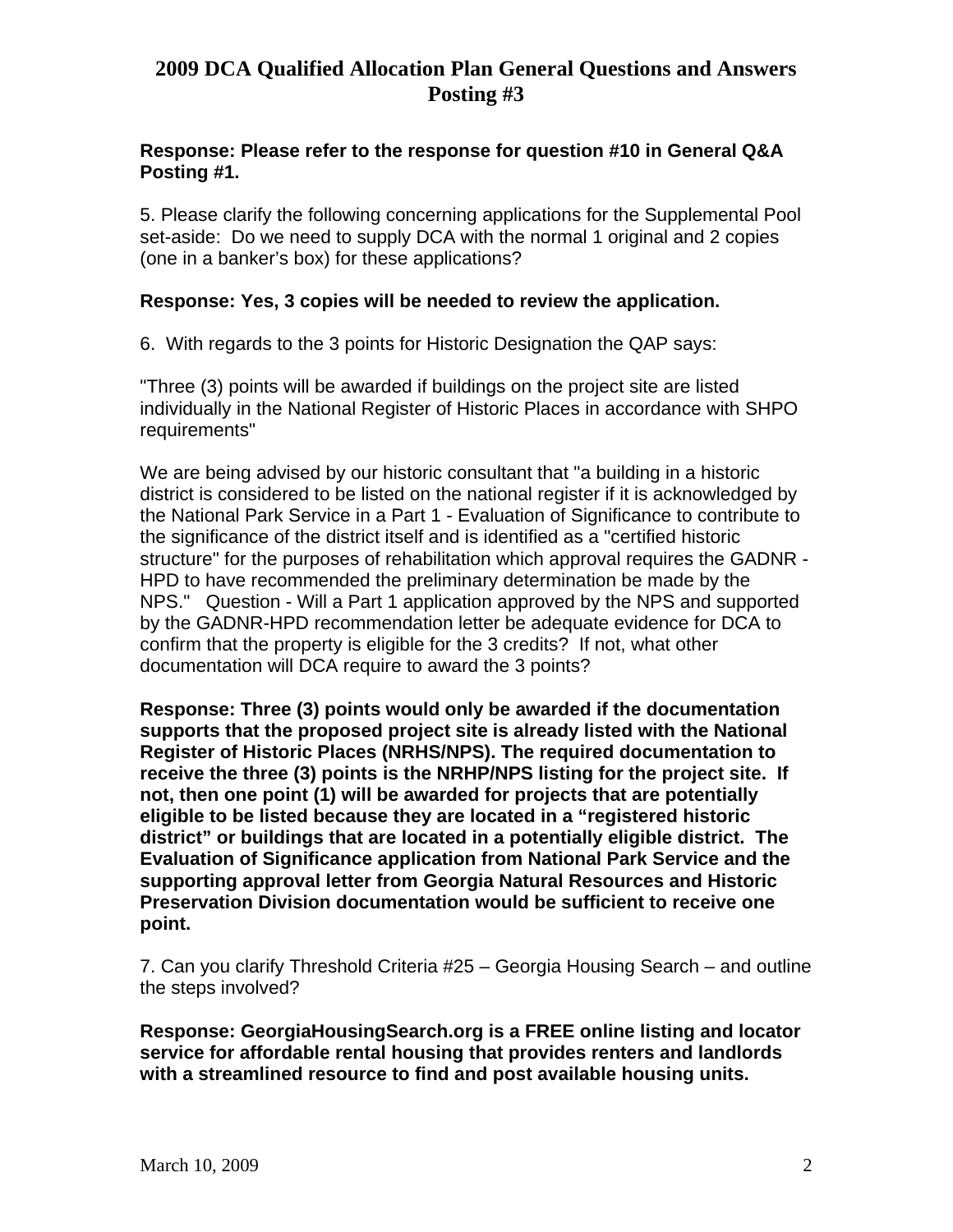**Response: Please refer to the response for question #10 in General Q&A Posting #1.**

5. Please clarify the following concerning applications for the Supplemental Pool set-aside: Do we need to supply DCA with the normal 1 original and 2 copies (one in a banker's box) for these applications?

**Response: Yes, 3 copies will be needed to review the application.**

6. With regards to the 3 points for Historic Designation the QAP says:

"Three (3) points will be awarded if buildings on the project site are listed individually in the National Register of Historic Places in accordance with SHPO requirements"

We are being advised by our historic consultant that "a building in a historic district is considered to be listed on the national register if it is acknowledged by the National Park Service in a Part 1 - Evaluation of Significance to contribute to the significance of the district itself and is identified as a "certified historic structure" for the purposes of rehabilitation which approval requires the GADNR - HPD to have recommended the preliminary determination be made by the NPS." Question - Will a Part 1 application approved by the NPS and supported by the GADNR-HPD recommendation letter be adequate evidence for DCA to confirm that the property is eligible for the 3 credits? If not, what other documentation will DCA require to award the 3 points?

**Response: Three (3) points would only be awarded if the documentation supports that the proposed project site is already listed with the National Register of Historic Places (NRHS/NPS). The required documentation to receive the three (3) points is the NRHP/NPS listing for the project site. If not, then one point (1) will be awarded for projects that are potentially eligible to be listed because they are located in a "registered historic district" or buildings that are located in a potentially eligible district. The Evaluation of Significance application from National Park Service and the supporting approval letter from Georgia Natural Resources and Historic Preservation Division documentation would be sufficient to receive one point.**

7. Can you clarify Threshold Criteria #25 – Georgia Housing Search – and outline the steps involved?

**Response: GeorgiaHousingSearch.org is a FREE online listing and locator service for affordable rental housing that provides renters and landlords with a streamlined resource to find and post available housing units.**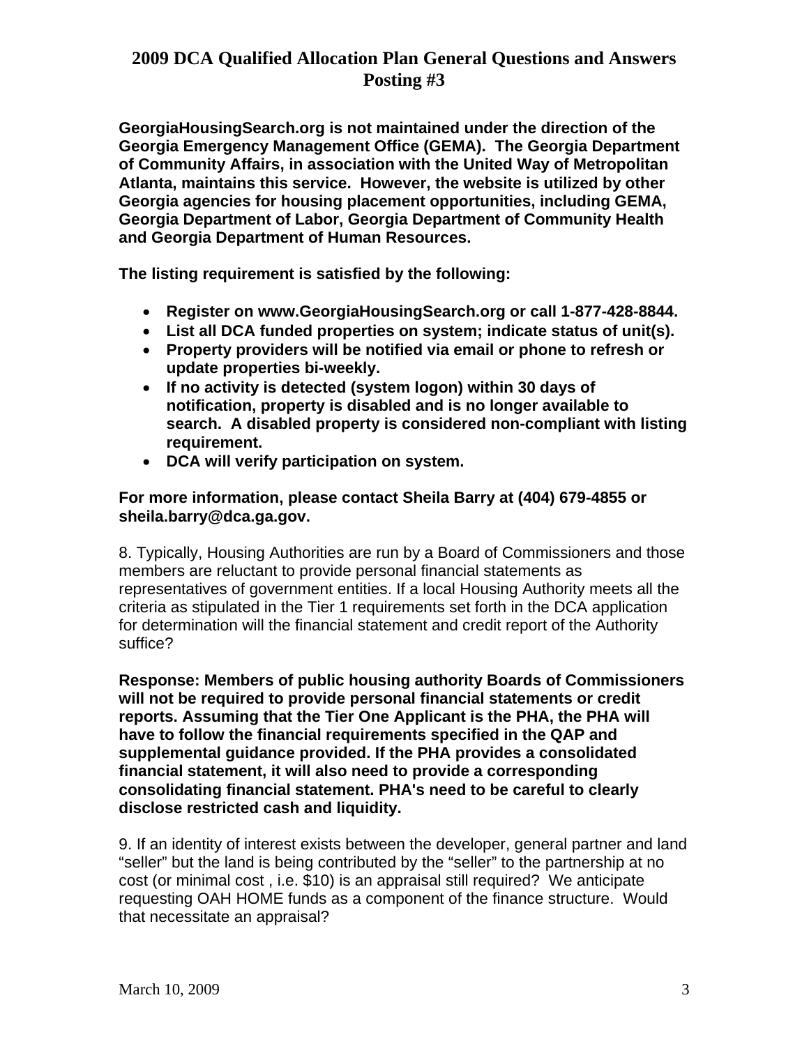**GeorgiaHousingSearch.org is not maintained under the direction of the Georgia Emergency Management Office (GEMA). The Georgia Department of Community Affairs, in association with the United Way of Metropolitan Atlanta, maintains this service. However, the website is utilized by other Georgia agencies for housing placement opportunities, including GEMA, Georgia Department of Labor, Georgia Department of Community Health and Georgia Department of Human Resources.**

**The listing requirement is satisfied by the following:**

- **Register on www.GeorgiaHousingSearch.org or call 1-877-428-8844.**
- **List all DCA funded properties on system; indicate status of unit(s).**
- **Property providers will be notified via email or phone to refresh or update properties bi-weekly.**
- **If no activity is detected (system logon) within 30 days of notification, property is disabled and is no longer available to search. A disabled property is considered non-compliant with listing requirement.**
- **DCA will verify participation on system.**

**For more information, please contact Sheila Barry at (404) 679-4855 or sheila.barry@dca.ga.gov.**

8. Typically, Housing Authorities are run by a Board of Commissioners and those members are reluctant to provide personal financial statements as representatives of government entities. If a local Housing Authority meets all the criteria as stipulated in the Tier 1 requirements set forth in the DCA application for determination will the financial statement and credit report of the Authority suffice?

**Response: Members of public housing authority Boards of Commissioners will not be required to provide personal financial statements or credit reports. Assuming that the Tier One Applicant is the PHA, the PHA will have to follow the financial requirements specified in the QAP and supplemental guidance provided. If the PHA provides a consolidated financial statement, it will also need to provide a corresponding consolidating financial statement. PHA's need to be careful to clearly disclose restricted cash and liquidity.**

9. If an identity of interest exists between the developer, general partner and land "seller" but the land is being contributed by the "seller" to the partnership at no cost (or minimal cost , i.e. $10) is an appraisal still required? We anticipate requesting OAH HOME funds as a component of the finance structure. Would that necessitate an appraisal?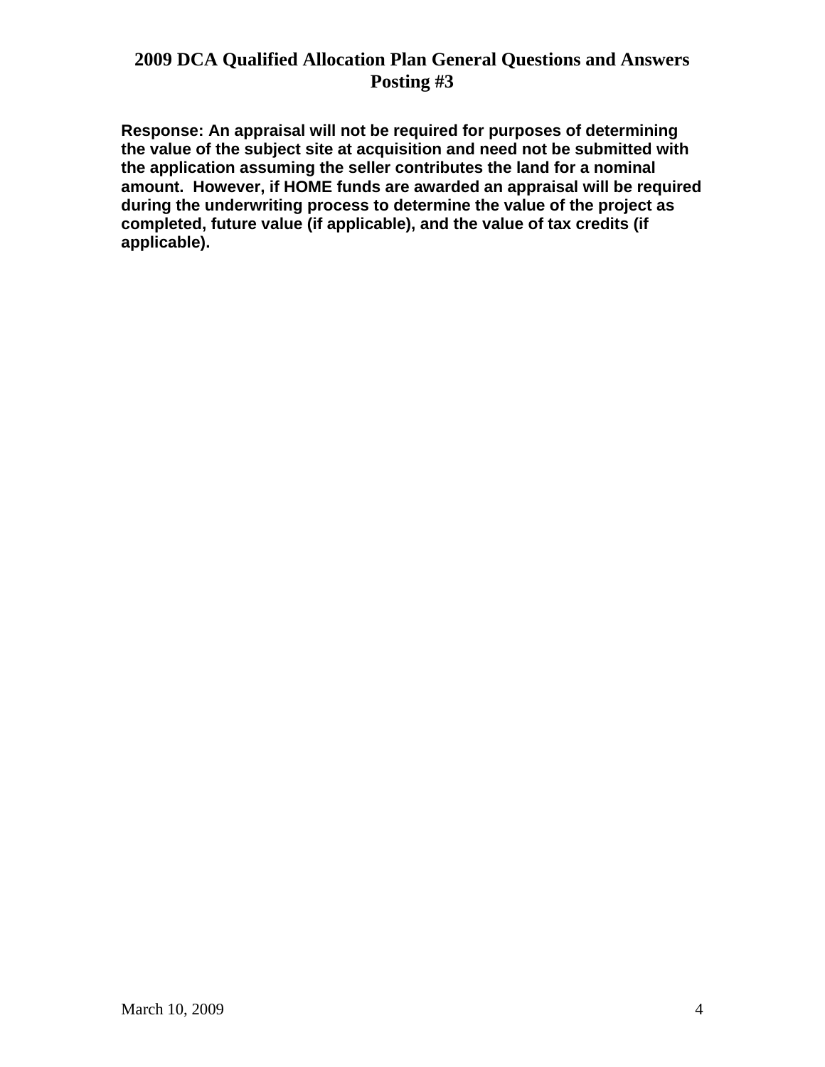**Response: An appraisal will not be required for purposes of determining the value of the subject site at acquisition and need not be submitted with the application assuming the seller contributes the land for a nominal amount. However, if HOME funds are awarded an appraisal will be required during the underwriting process to determine the value of the project as completed, future value (if applicable), and the value of tax credits (if applicable).**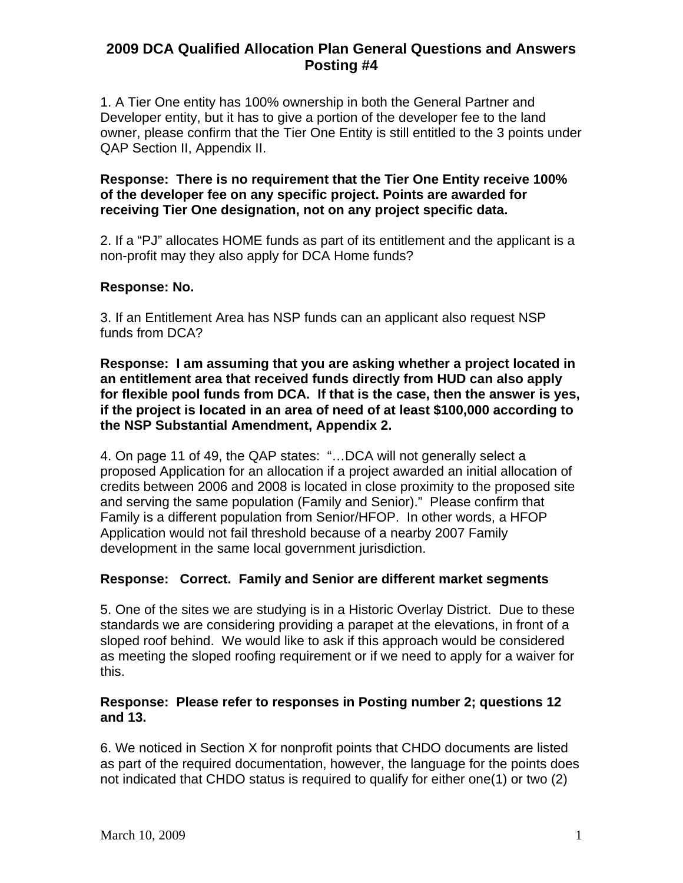# 2009 DCA Qualified Allocation Plan General Questions and Answers Posting #4

1. A Tier One entity has 100% ownership in both the General Partner and Developer entity, but it has to give a portion of the developer fee to the land owner, please confirm that the Tier One Entity is still entitled to the 3 points under QAP Section II, Appendix II.

**Response: There is no requirement that the Tier One Entity receive 100% of the developer fee on any specific project. Points are awarded for receiving Tier One designation, not on any project specific data.**

2. If a "PJ" allocates HOME funds as part of its entitlement and the applicant is a non-profit may they also apply for DCA Home funds?

**Response: No.**

3. If an Entitlement Area has NSP funds can an applicant also request NSP funds from DCA?

**Response: I am assuming that you are asking whether a project located in an entitlement area that received funds directly from HUD can also apply for flexible pool funds from DCA. If that is the case, then the answer is yes, if the project is located in an area of need of at least $100,000 according to the NSP Substantial Amendment, Appendix 2.**

4. On page 11 of 49, the QAP states: "…DCA will not generally select a proposed Application for an allocation if a project awarded an initial allocation of credits between 2006 and 2008 is located in close proximity to the proposed site and serving the same population (Family and Senior)." Please confirm that Family is a different population from Senior/HFOP. In other words, a HFOP Application would not fail threshold because of a nearby 2007 Family development in the same local government jurisdiction.

**Response: Correct. Family and Senior are different market segments**

5. One of the sites we are studying is in a Historic Overlay District. Due to these standards we are considering providing a parapet at the elevations, in front of a sloped roof behind. We would like to ask if this approach would be considered as meeting the sloped roofing requirement or if we need to apply for a waiver for this.

**Response: Please refer to responses in Posting number 2; questions 12 and 13.**

6. We noticed in Section X for nonprofit points that CHDO documents are listed as part of the required documentation, however, the language for the points does not indicated that CHDO status is required to qualify for either one(1) or two (2)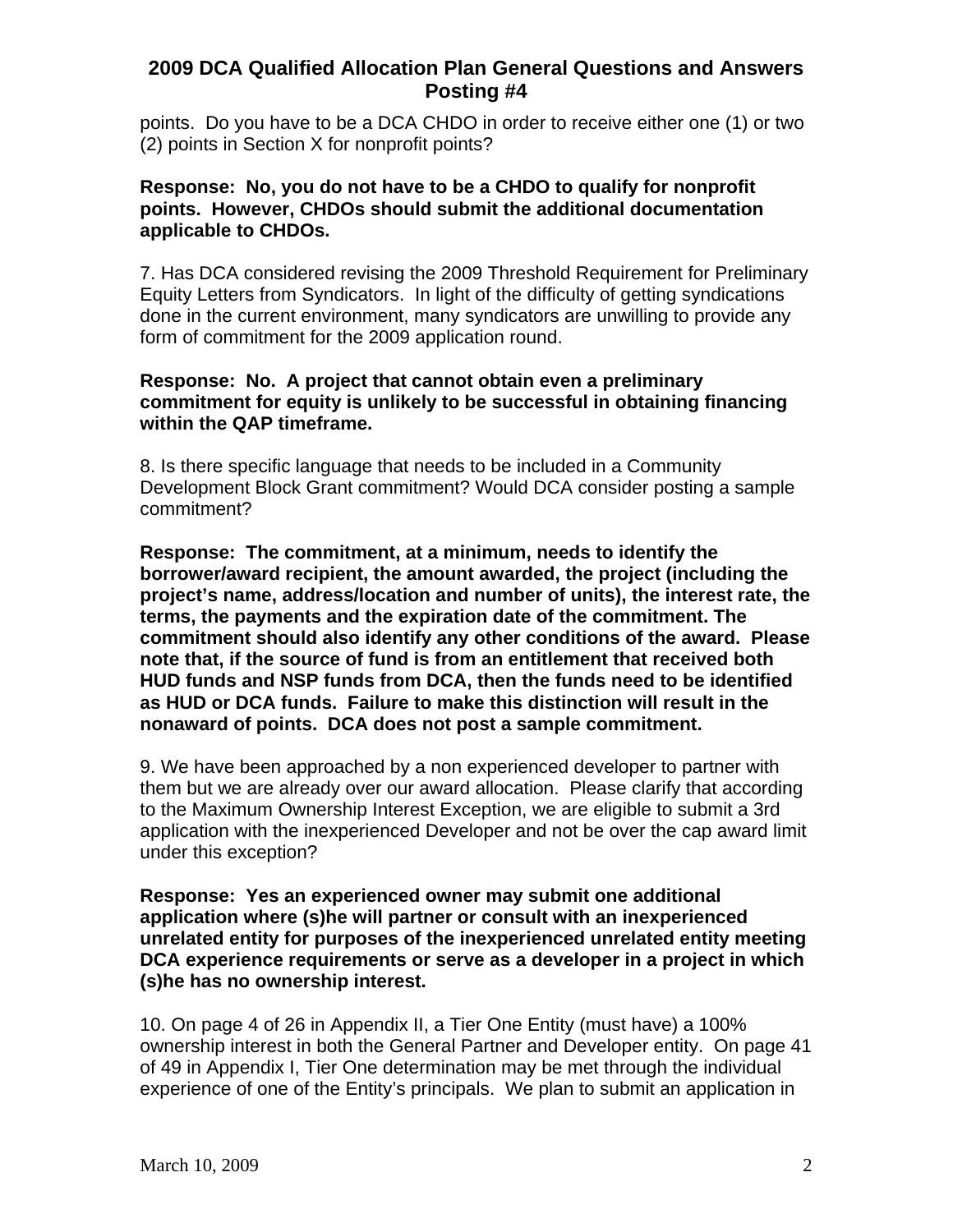points. Do you have to be a DCA CHDO in order to receive either one (1) or two (2) points in Section X for nonprofit points?

**Response: No, you do not have to be a CHDO to qualify for nonprofit points. However, CHDOs should submit the additional documentation applicable to CHDOs.**

7. Has DCA considered revising the 2009 Threshold Requirement for Preliminary Equity Letters from Syndicators. In light of the difficulty of getting syndications done in the current environment, many syndicators are unwilling to provide any form of commitment for the 2009 application round.

**Response: No. A project that cannot obtain even a preliminary commitment for equity is unlikely to be successful in obtaining financing within the QAP timeframe.**

8. Is there specific language that needs to be included in a Community Development Block Grant commitment? Would DCA consider posting a sample commitment?

**Response: The commitment, at a minimum, needs to identify the borrower/award recipient, the amount awarded, the project (including the project's name, address/location and number of units), the interest rate, the terms, the payments and the expiration date of the commitment. The commitment should also identify any other conditions of the award. Please note that, if the source of fund is from an entitlement that received both HUD funds and NSP funds from DCA, then the funds need to be identified as HUD or DCA funds. Failure to make this distinction will result in the nonaward of points. DCA does not post a sample commitment.**

9. We have been approached by a non experienced developer to partner with them but we are already over our award allocation. Please clarify that according to the Maximum Ownership Interest Exception, we are eligible to submit a 3rd application with the inexperienced Developer and not be over the cap award limit under this exception?

**Response: Yes an experienced owner may submit one additional application where (s)he will partner or consult with an inexperienced unrelated entity for purposes of the inexperienced unrelated entity meeting DCA experience requirements or serve as a developer in a project in which (s)he has no ownership interest.**

10. On page 4 of 26 in Appendix II, a Tier One Entity (must have) a 100% ownership interest in both the General Partner and Developer entity. On page 41 of 49 in Appendix I, Tier One determination may be met through the individual experience of one of the Entity's principals. We plan to submit an application in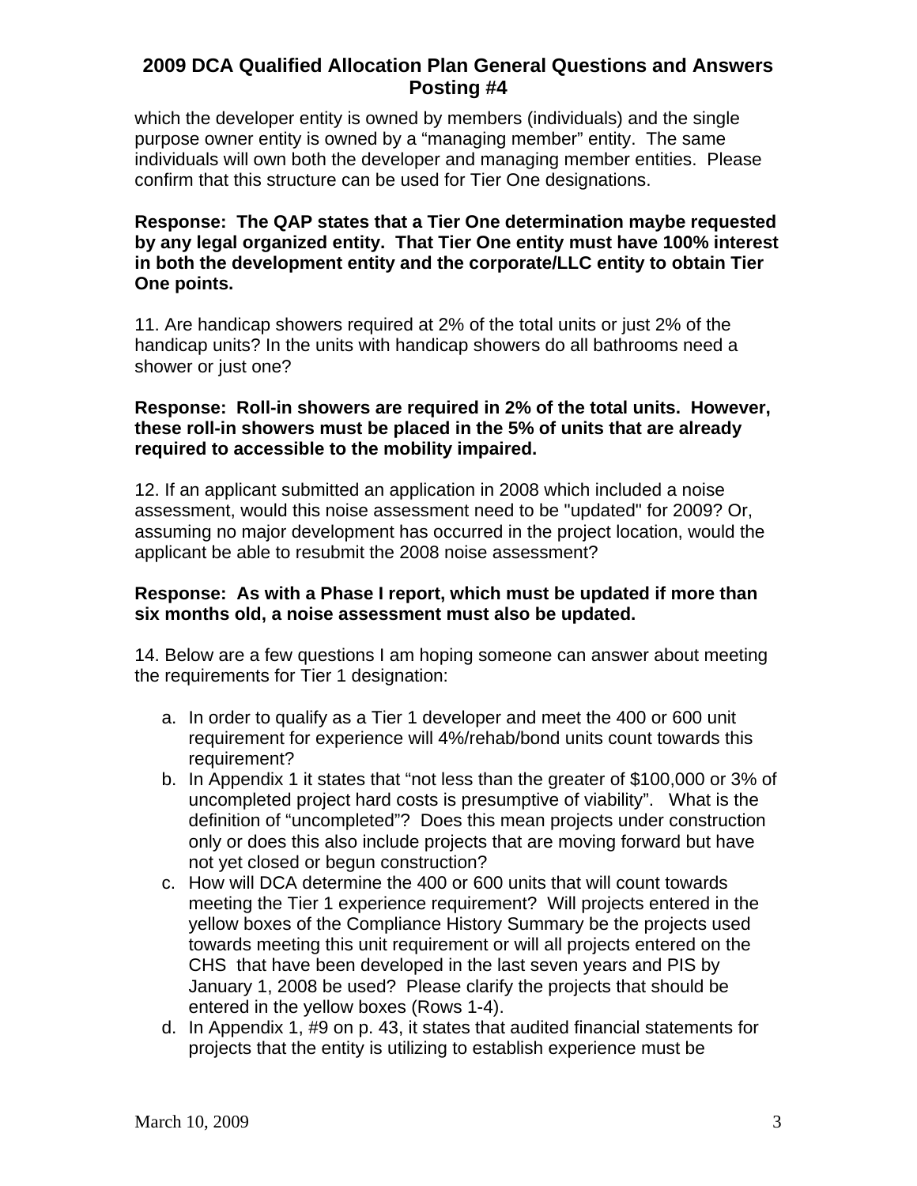which the developer entity is owned by members (individuals) and the single purpose owner entity is owned by a "managing member" entity. The same individuals will own both the developer and managing member entities. Please confirm that this structure can be used for Tier One designations.

**Response: The QAP states that a Tier One determination maybe requested by any legal organized entity. That Tier One entity must have 100% interest in both the development entity and the corporate/LLC entity to obtain Tier One points.**

11. Are handicap showers required at 2% of the total units or just 2% of the handicap units? In the units with handicap showers do all bathrooms need a shower or just one?

**Response: Roll-in showers are required in 2% of the total units. However, these roll-in showers must be placed in the 5% of units that are already required to accessible to the mobility impaired.**

12. If an applicant submitted an application in 2008 which included a noise assessment, would this noise assessment need to be "updated" for 2009? Or, assuming no major development has occurred in the project location, would the applicant be able to resubmit the 2008 noise assessment?

**Response: As with a Phase I report, which must be updated if more than six months old, a noise assessment must also be updated.**

14. Below are a few questions I am hoping someone can answer about meeting the requirements for Tier 1 designation:

a. In order to qualify as a Tier 1 developer and meet the 400 or 600 unit requirement for experience will 4%/rehab/bond units count towards this requirement?
b. In Appendix 1 it states that "not less than the greater of $100,000 or 3% of uncompleted project hard costs is presumptive of viability". What is the definition of "uncompleted"? Does this mean projects under construction only or does this also include projects that are moving forward but have not yet closed or begun construction?
c. How will DCA determine the 400 or 600 units that will count towards meeting the Tier 1 experience requirement? Will projects entered in the yellow boxes of the Compliance History Summary be the projects used towards meeting this unit requirement or will all projects entered on the CHS that have been developed in the last seven years and PIS by January 1, 2008 be used? Please clarify the projects that should be entered in the yellow boxes (Rows 1-4).
d. In Appendix 1, #9 on p. 43, it states that audited financial statements for projects that the entity is utilizing to establish experience must be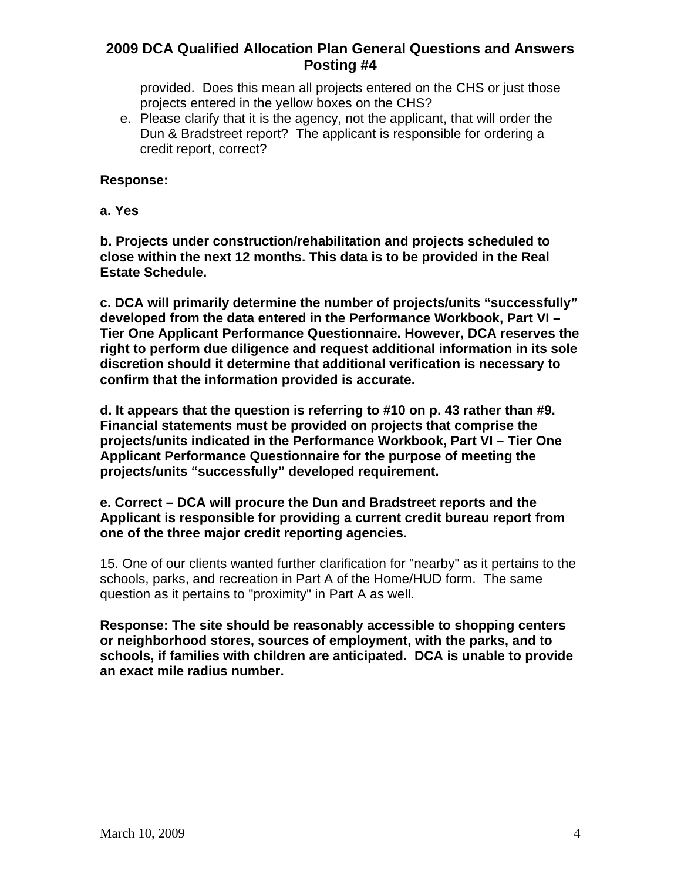provided. Does this mean all projects entered on the CHS or just those projects entered in the yellow boxes on the CHS?

e. Please clarify that it is the agency, not the applicant, that will order the Dun & Bradstreet report? The applicant is responsible for ordering a credit report, correct?

**Response:**

**a. Yes**

**b. Projects under construction/rehabilitation and projects scheduled to close within the next 12 months. This data is to be provided in the Real Estate Schedule.**

**c. DCA will primarily determine the number of projects/units "successfully" developed from the data entered in the Performance Workbook, Part VI – Tier One Applicant Performance Questionnaire. However, DCA reserves the right to perform due diligence and request additional information in its sole discretion should it determine that additional verification is necessary to confirm that the information provided is accurate.**

**d. It appears that the question is referring to #10 on p. 43 rather than #9. Financial statements must be provided on projects that comprise the projects/units indicated in the Performance Workbook, Part VI – Tier One Applicant Performance Questionnaire for the purpose of meeting the projects/units "successfully" developed requirement.**

**e. Correct – DCA will procure the Dun and Bradstreet reports and the Applicant is responsible for providing a current credit bureau report from one of the three major credit reporting agencies.**

15. One of our clients wanted further clarification for "nearby" as it pertains to the schools, parks, and recreation in Part A of the Home/HUD form. The same question as it pertains to "proximity" in Part A as well.

**Response: The site should be reasonably accessible to shopping centers or neighborhood stores, sources of employment, with the parks, and to schools, if families with children are anticipated. DCA is unable to provide an exact mile radius number.**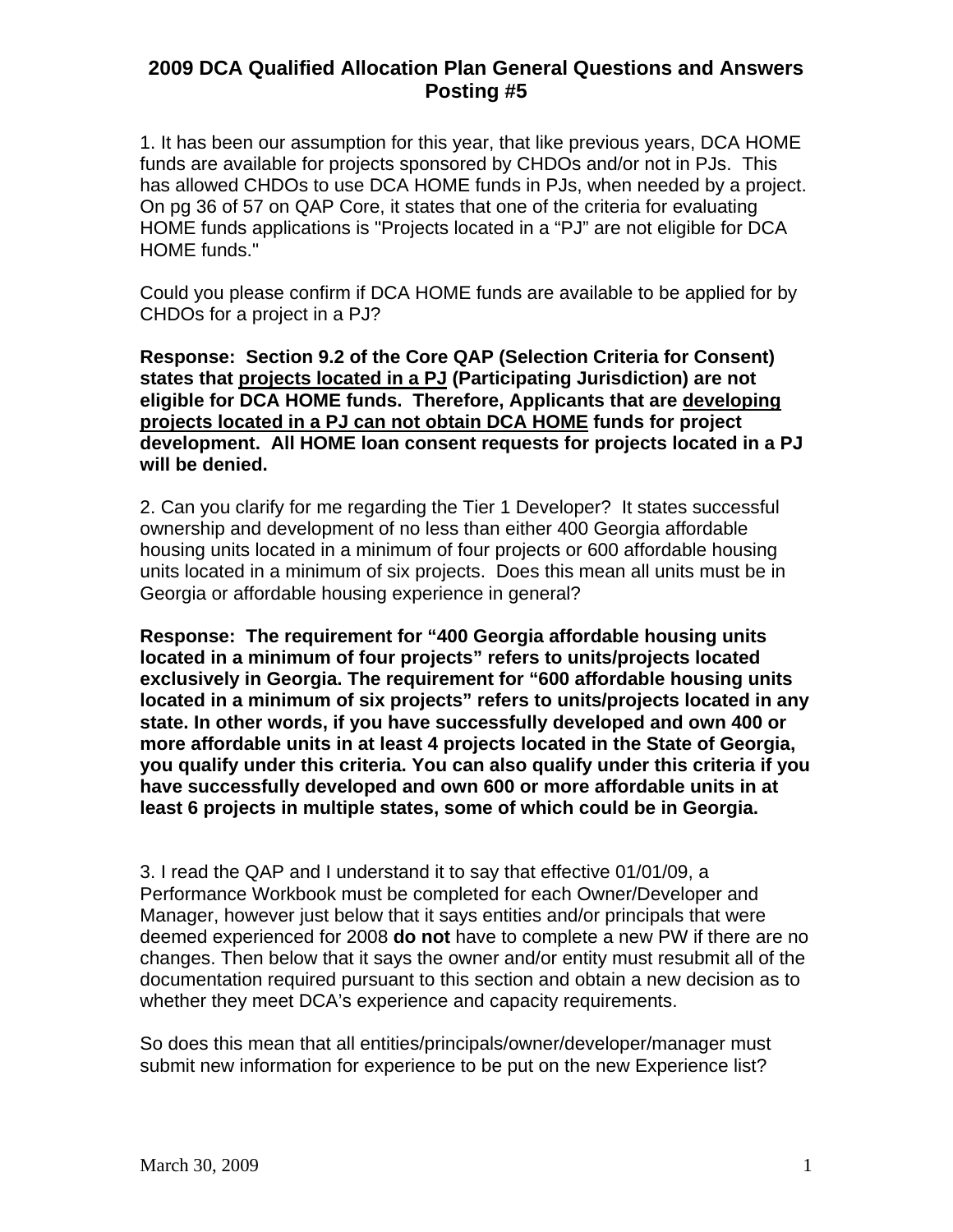## 2009 DCA Qualified Allocation Plan General Questions and Answers Posting #5

1. It has been our assumption for this year, that like previous years, DCA HOME funds are available for projects sponsored by CHDOs and/or not in PJs. This has allowed CHDOs to use DCA HOME funds in PJs, when needed by a project. On pg 36 of 57 on QAP Core, it states that one of the criteria for evaluating HOME funds applications is "Projects located in a “PJ” are not eligible for DCA HOME funds."

Could you please confirm if DCA HOME funds are available to be applied for by CHDOs for a project in a PJ?

**Response: Section 9.2 of the Core QAP (Selection Criteria for Consent) states that <u>projects located in a PJ</u> (Participating Jurisdiction) are not eligible for DCA HOME funds. Therefore, Applicants that are <u>developing projects located in a PJ can not obtain DCA HOME</u> funds for project development. All HOME loan consent requests for projects located in a PJ will be denied.**

2. Can you clarify for me regarding the Tier 1 Developer? It states successful ownership and development of no less than either 400 Georgia affordable housing units located in a minimum of four projects or 600 affordable housing units located in a minimum of six projects. Does this mean all units must be in Georgia or affordable housing experience in general?

**Response: The requirement for “400 Georgia affordable housing units located in a minimum of four projects” refers to units/projects located exclusively in Georgia. The requirement for “600 affordable housing units located in a minimum of six projects” refers to units/projects located in any state. In other words, if you have successfully developed and own 400 or more affordable units in at least 4 projects located in the State of Georgia, you qualify under this criteria. You can also qualify under this criteria if you have successfully developed and own 600 or more affordable units in at least 6 projects in multiple states, some of which could be in Georgia.**

3. I read the QAP and I understand it to say that effective 01/01/09, a Performance Workbook must be completed for each Owner/Developer and Manager, however just below that it says entities and/or principals that were deemed experienced for 2008 **do not** have to complete a new PW if there are no changes. Then below that it says the owner and/or entity must resubmit all of the documentation required pursuant to this section and obtain a new decision as to whether they meet DCA’s experience and capacity requirements.

So does this mean that all entities/principals/owner/developer/manager must submit new information for experience to be put on the new Experience list?

March 30, 2009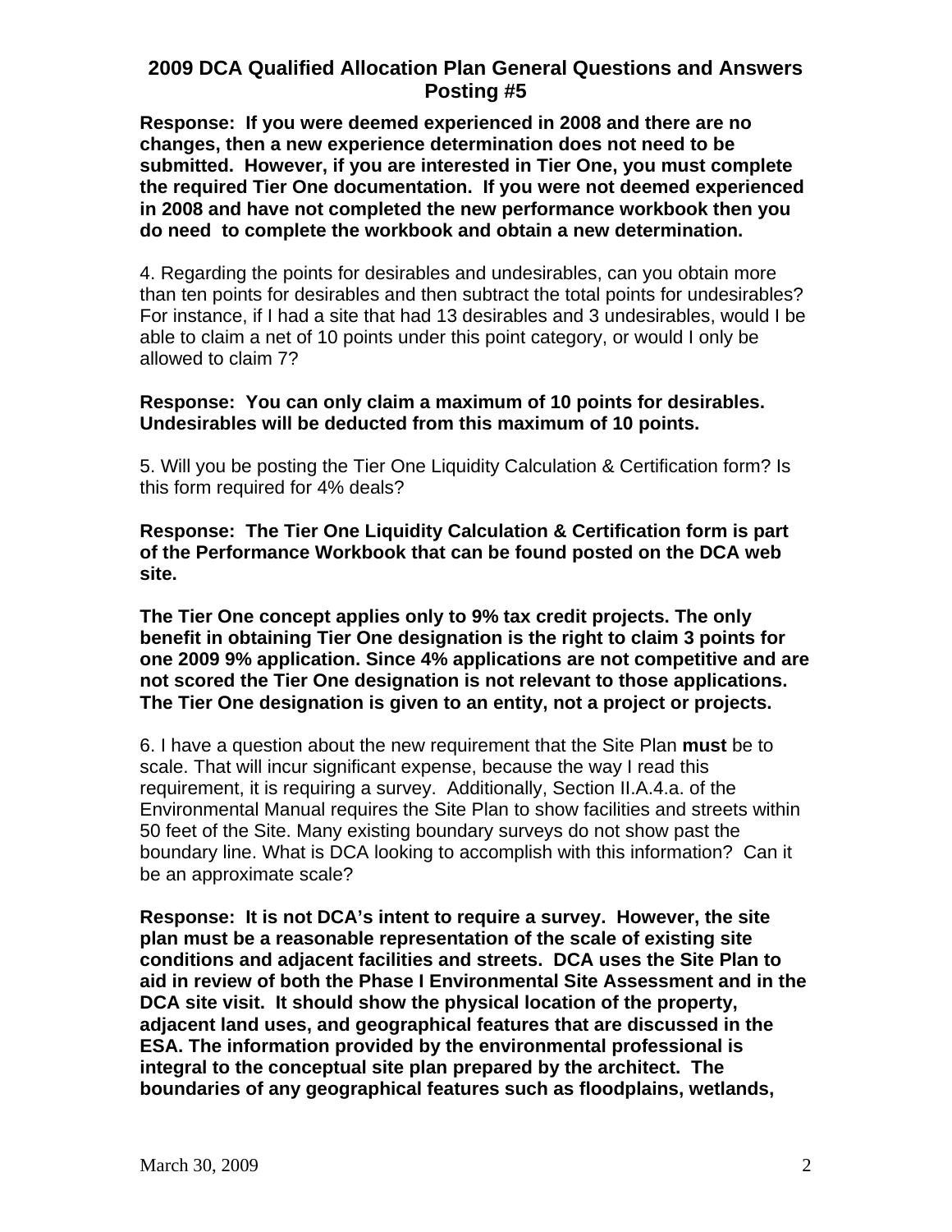**Response: If you were deemed experienced in 2008 and there are no changes, then a new experience determination does not need to be submitted. However, if you are interested in Tier One, you must complete the required Tier One documentation. If you were not deemed experienced in 2008 and have not completed the new performance workbook then you do need to complete the workbook and obtain a new determination.**

4. Regarding the points for desirables and undesirables, can you obtain more than ten points for desirables and then subtract the total points for undesirables? For instance, if I had a site that had 13 desirables and 3 undesirables, would I be able to claim a net of 10 points under this point category, or would I only be allowed to claim 7?

**Response: You can only claim a maximum of 10 points for desirables. Undesirables will be deducted from this maximum of 10 points.**

5. Will you be posting the Tier One Liquidity Calculation & Certification form? Is this form required for 4% deals?

**Response: The Tier One Liquidity Calculation & Certification form is part of the Performance Workbook that can be found posted on the DCA web site.**

**The Tier One concept applies only to 9% tax credit projects. The only benefit in obtaining Tier One designation is the right to claim 3 points for one 2009 9% application. Since 4% applications are not competitive and are not scored the Tier One designation is not relevant to those applications. The Tier One designation is given to an entity, not a project or projects.**

6. I have a question about the new requirement that the Site Plan **must** be to scale. That will incur significant expense, because the way I read this requirement, it is requiring a survey. Additionally, Section II.A.4.a. of the Environmental Manual requires the Site Plan to show facilities and streets within 50 feet of the Site. Many existing boundary surveys do not show past the boundary line. What is DCA looking to accomplish with this information? Can it be an approximate scale?

**Response: It is not DCA's intent to require a survey. However, the site plan must be a reasonable representation of the scale of existing site conditions and adjacent facilities and streets. DCA uses the Site Plan to aid in review of both the Phase I Environmental Site Assessment and in the DCA site visit. It should show the physical location of the property, adjacent land uses, and geographical features that are discussed in the ESA. The information provided by the environmental professional is integral to the conceptual site plan prepared by the architect. The boundaries of any geographical features such as floodplains, wetlands,**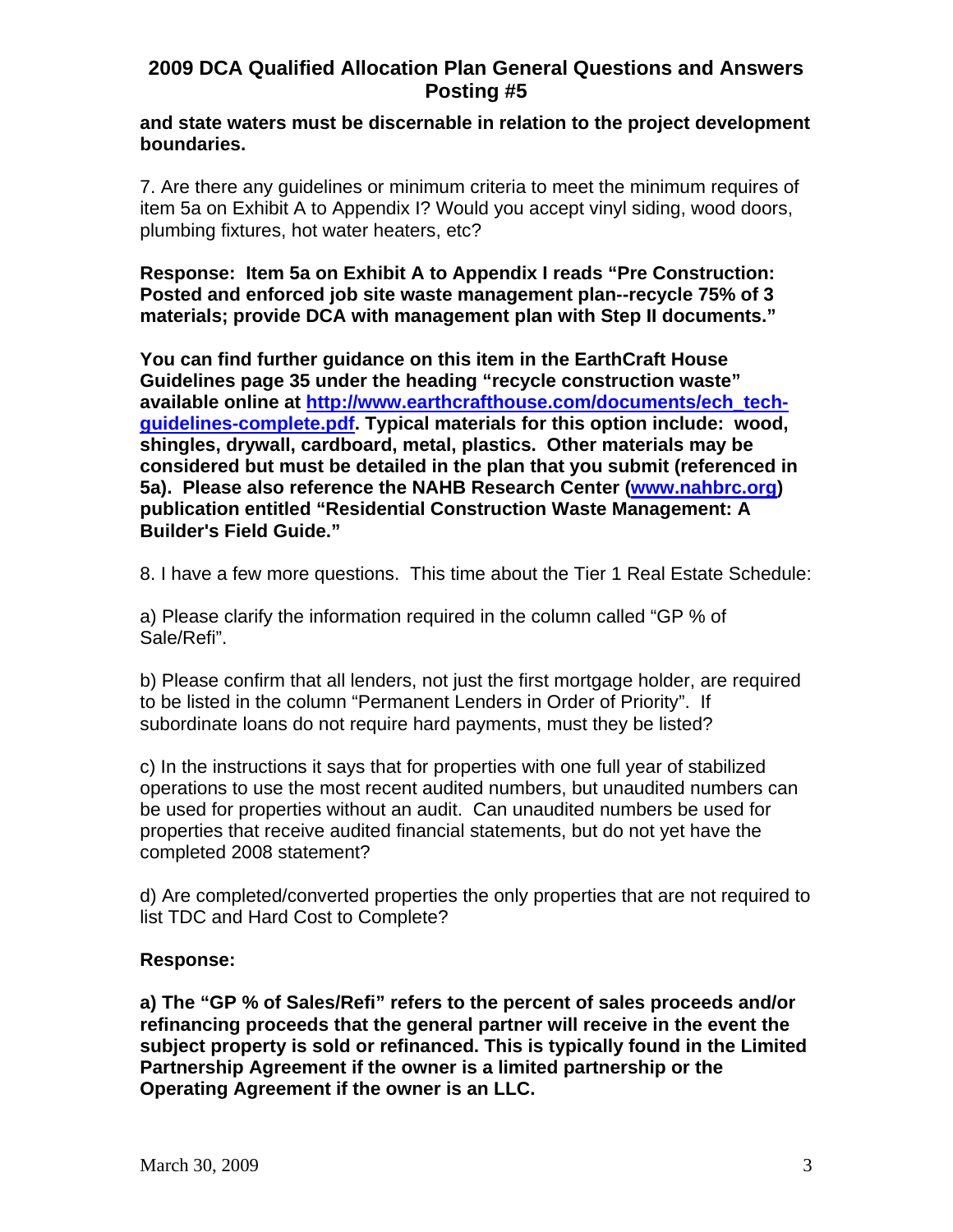**and state waters must be discernable in relation to the project development boundaries.**

7. Are there any guidelines or minimum criteria to meet the minimum requires of item 5a on Exhibit A to Appendix I? Would you accept vinyl siding, wood doors, plumbing fixtures, hot water heaters, etc?

**Response: Item 5a on Exhibit A to Appendix I reads "Pre Construction: Posted and enforced job site waste management plan--recycle 75% of 3 materials; provide DCA with management plan with Step II documents."**

**You can find further guidance on this item in the EarthCraft House Guidelines page 35 under the heading "recycle construction waste" available online at [http://www.earthcrafthouse.com/documents/ech_tech-guidelines-complete.pdf](http://www.earthcrafthouse.com/documents/ech_tech-guidelines-complete.pdf). Typical materials for this option include: wood, shingles, drywall, cardboard, metal, plastics. Other materials may be considered but must be detailed in the plan that you submit (referenced in 5a). Please also reference the NAHB Research Center ([www.nahbrc.org](http://www.nahbrc.org)) publication entitled "Residential Construction Waste Management: A Builder's Field Guide."**

8. I have a few more questions. This time about the Tier 1 Real Estate Schedule:

a) Please clarify the information required in the column called "GP % of Sale/Refi".

b) Please confirm that all lenders, not just the first mortgage holder, are required to be listed in the column "Permanent Lenders in Order of Priority". If subordinate loans do not require hard payments, must they be listed?

c) In the instructions it says that for properties with one full year of stabilized operations to use the most recent audited numbers, but unaudited numbers can be used for properties without an audit. Can unaudited numbers be used for properties that receive audited financial statements, but do not yet have the completed 2008 statement?

d) Are completed/converted properties the only properties that are not required to list TDC and Hard Cost to Complete?

**Response:**

**a) The "GP % of Sales/Refi" refers to the percent of sales proceeds and/or refinancing proceeds that the general partner will receive in the event the subject property is sold or refinanced. This is typically found in the Limited Partnership Agreement if the owner is a limited partnership or the Operating Agreement if the owner is an LLC.**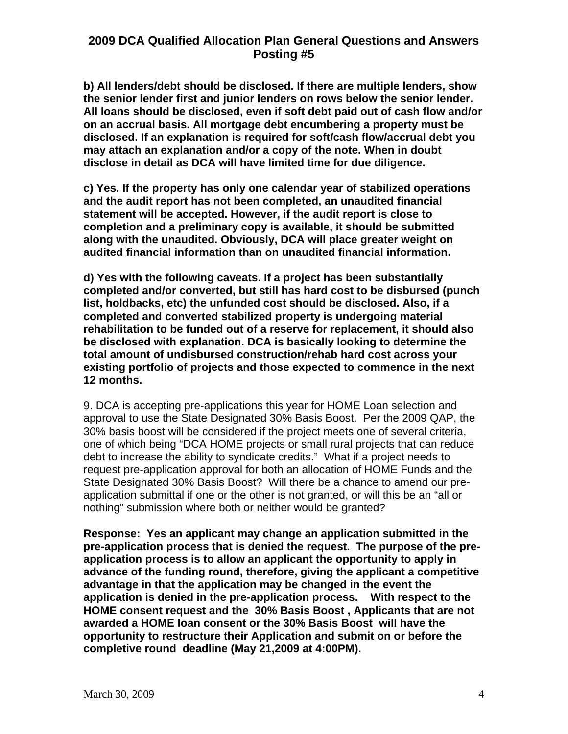**b) All lenders/debt should be disclosed. If there are multiple lenders, show the senior lender first and junior lenders on rows below the senior lender. All loans should be disclosed, even if soft debt paid out of cash flow and/or on an accrual basis. All mortgage debt encumbering a property must be disclosed. If an explanation is required for soft/cash flow/accrual debt you may attach an explanation and/or a copy of the note. When in doubt disclose in detail as DCA will have limited time for due diligence.**

**c) Yes. If the property has only one calendar year of stabilized operations and the audit report has not been completed, an unaudited financial statement will be accepted. However, if the audit report is close to completion and a preliminary copy is available, it should be submitted along with the unaudited. Obviously, DCA will place greater weight on audited financial information than on unaudited financial information.**

**d) Yes with the following caveats. If a project has been substantially completed and/or converted, but still has hard cost to be disbursed (punch list, holdbacks, etc) the unfunded cost should be disclosed. Also, if a completed and converted stabilized property is undergoing material rehabilitation to be funded out of a reserve for replacement, it should also be disclosed with explanation. DCA is basically looking to determine the total amount of undisbursed construction/rehab hard cost across your existing portfolio of projects and those expected to commence in the next 12 months.**

9. DCA is accepting pre-applications this year for HOME Loan selection and approval to use the State Designated 30% Basis Boost. Per the 2009 QAP, the 30% basis boost will be considered if the project meets one of several criteria, one of which being "DCA HOME projects or small rural projects that can reduce debt to increase the ability to syndicate credits." What if a project needs to request pre-application approval for both an allocation of HOME Funds and the State Designated 30% Basis Boost? Will there be a chance to amend our pre-application submittal if one or the other is not granted, or will this be an "all or nothing" submission where both or neither would be granted?

**Response: Yes an applicant may change an application submitted in the pre-application process that is denied the request. The purpose of the pre-application process is to allow an applicant the opportunity to apply in advance of the funding round, therefore, giving the applicant a competitive advantage in that the application may be changed in the event the application is denied in the pre-application process. With respect to the HOME consent request and the 30% Basis Boost , Applicants that are not awarded a HOME loan consent or the 30% Basis Boost will have the opportunity to restructure their Application and submit on or before the completive round deadline (May 21,2009 at 4:00PM).**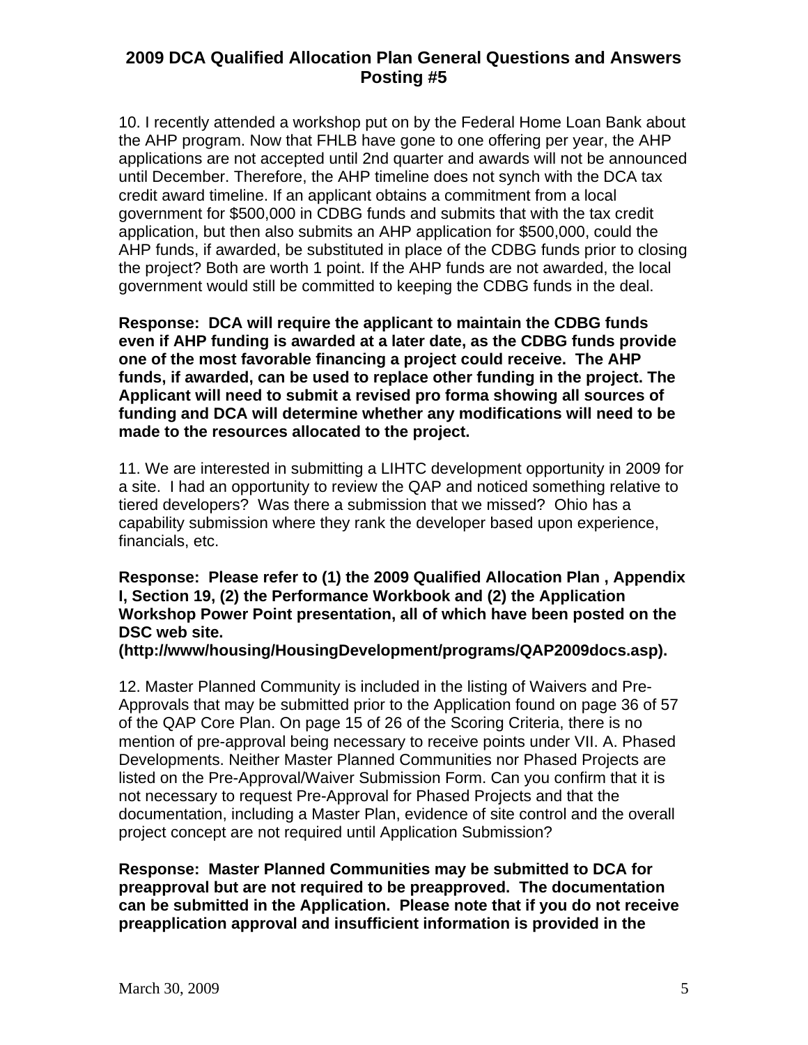## 2009 DCA Qualified Allocation Plan General Questions and Answers Posting #5

10. I recently attended a workshop put on by the Federal Home Loan Bank about the AHP program. Now that FHLB have gone to one offering per year, the AHP applications are not accepted until 2nd quarter and awards will not be announced until December. Therefore, the AHP timeline does not synch with the DCA tax credit award timeline. If an applicant obtains a commitment from a local government for $500,000 in CDBG funds and submits that with the tax credit application, but then also submits an AHP application for $500,000, could the AHP funds, if awarded, be substituted in place of the CDBG funds prior to closing the project? Both are worth 1 point. If the AHP funds are not awarded, the local government would still be committed to keeping the CDBG funds in the deal.

**Response: DCA will require the applicant to maintain the CDBG funds even if AHP funding is awarded at a later date, as the CDBG funds provide one of the most favorable financing a project could receive. The AHP funds, if awarded, can be used to replace other funding in the project. The Applicant will need to submit a revised pro forma showing all sources of funding and DCA will determine whether any modifications will need to be made to the resources allocated to the project.**

11. We are interested in submitting a LIHTC development opportunity in 2009 for a site. I had an opportunity to review the QAP and noticed something relative to tiered developers? Was there a submission that we missed? Ohio has a capability submission where they rank the developer based upon experience, financials, etc.

**Response: Please refer to (1) the 2009 Qualified Allocation Plan , Appendix I, Section 19, (2) the Performance Workbook and (2) the Application Workshop Power Point presentation, all of which have been posted on the DSC web site. (http://www/housing/HousingDevelopment/programs/QAP2009docs.asp).**

12. Master Planned Community is included in the listing of Waivers and Pre-Approvals that may be submitted prior to the Application found on page 36 of 57 of the QAP Core Plan. On page 15 of 26 of the Scoring Criteria, there is no mention of pre-approval being necessary to receive points under VII. A. Phased Developments. Neither Master Planned Communities nor Phased Projects are listed on the Pre-Approval/Waiver Submission Form. Can you confirm that it is not necessary to request Pre-Approval for Phased Projects and that the documentation, including a Master Plan, evidence of site control and the overall project concept are not required until Application Submission?

**Response: Master Planned Communities may be submitted to DCA for preapproval but are not required to be preapproved. The documentation can be submitted in the Application. Please note that if you do not receive preapplication approval and insufficient information is provided in the**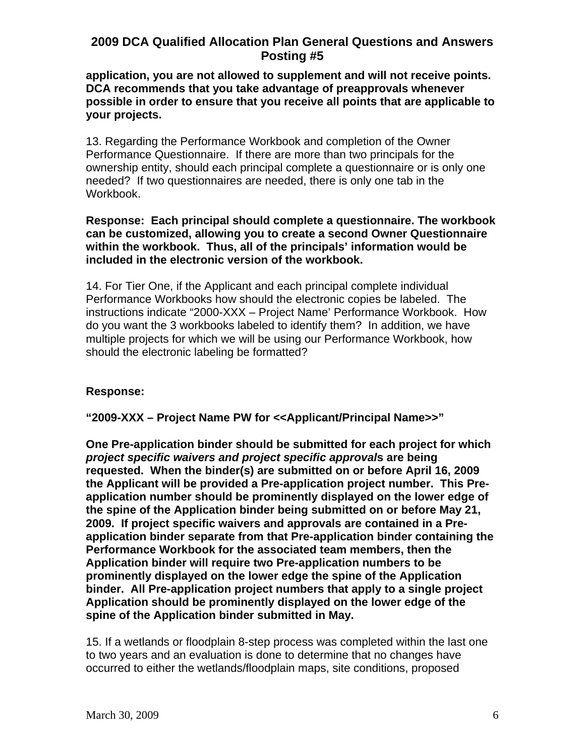**application, you are not allowed to supplement and will not receive points. DCA recommends that you take advantage of preapprovals whenever possible in order to ensure that you receive all points that are applicable to your projects.**

13. Regarding the Performance Workbook and completion of the Owner Performance Questionnaire. If there are more than two principals for the ownership entity, should each principal complete a questionnaire or is only one needed? If two questionnaires are needed, there is only one tab in the Workbook.

**Response: Each principal should complete a questionnaire. The workbook can be customized, allowing you to create a second Owner Questionnaire within the workbook. Thus, all of the principals' information would be included in the electronic version of the workbook.**

14. For Tier One, if the Applicant and each principal complete individual Performance Workbooks how should the electronic copies be labeled. The instructions indicate "2000-XXX – Project Name' Performance Workbook. How do you want the 3 workbooks labeled to identify them? In addition, we have multiple projects for which we will be using our Performance Workbook, how should the electronic labeling be formatted?

**Response:**

**"2009-XXX – Project Name PW for <<Applicant/Principal Name>>"**

**One Pre-application binder should be submitted for each project for which *project specific waivers and project specific approval*s are being requested. When the binder(s) are submitted on or before April 16, 2009 the Applicant will be provided a Pre-application project number. This Pre-application number should be prominently displayed on the lower edge of the spine of the Application binder being submitted on or before May 21, 2009. If project specific waivers and approvals are contained in a Pre-application binder separate from that Pre-application binder containing the Performance Workbook for the associated team members, then the Application binder will require two Pre-application numbers to be prominently displayed on the lower edge the spine of the Application binder. All Pre-application project numbers that apply to a single project Application should be prominently displayed on the lower edge of the spine of the Application binder submitted in May.**

15. If a wetlands or floodplain 8-step process was completed within the last one to two years and an evaluation is done to determine that no changes have occurred to either the wetlands/floodplain maps, site conditions, proposed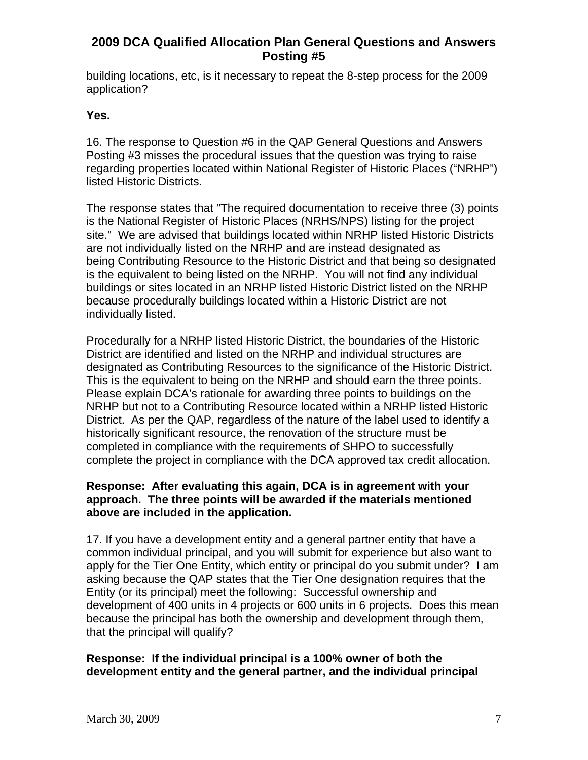building locations, etc, is it necessary to repeat the 8-step process for the 2009 application?

**Yes.**

16. The response to Question #6 in the QAP General Questions and Answers Posting #3 misses the procedural issues that the question was trying to raise regarding properties located within National Register of Historic Places ("NRHP") listed Historic Districts.

The response states that "The required documentation to receive three (3) points is the National Register of Historic Places (NRHS/NPS) listing for the project site." We are advised that buildings located within NRHP listed Historic Districts are not individually listed on the NRHP and are instead designated as being Contributing Resource to the Historic District and that being so designated is the equivalent to being listed on the NRHP. You will not find any individual buildings or sites located in an NRHP listed Historic District listed on the NRHP because procedurally buildings located within a Historic District are not individually listed.

Procedurally for a NRHP listed Historic District, the boundaries of the Historic District are identified and listed on the NRHP and individual structures are designated as Contributing Resources to the significance of the Historic District. This is the equivalent to being on the NRHP and should earn the three points. Please explain DCA's rationale for awarding three points to buildings on the NRHP but not to a Contributing Resource located within a NRHP listed Historic District. As per the QAP, regardless of the nature of the label used to identify a historically significant resource, the renovation of the structure must be completed in compliance with the requirements of SHPO to successfully complete the project in compliance with the DCA approved tax credit allocation.

**Response: After evaluating this again, DCA is in agreement with your approach. The three points will be awarded if the materials mentioned above are included in the application.**

17. If you have a development entity and a general partner entity that have a common individual principal, and you will submit for experience but also want to apply for the Tier One Entity, which entity or principal do you submit under? I am asking because the QAP states that the Tier One designation requires that the Entity (or its principal) meet the following: Successful ownership and development of 400 units in 4 projects or 600 units in 6 projects. Does this mean because the principal has both the ownership and development through them, that the principal will qualify?

**Response: If the individual principal is a 100% owner of both the development entity and the general partner, and the individual principal**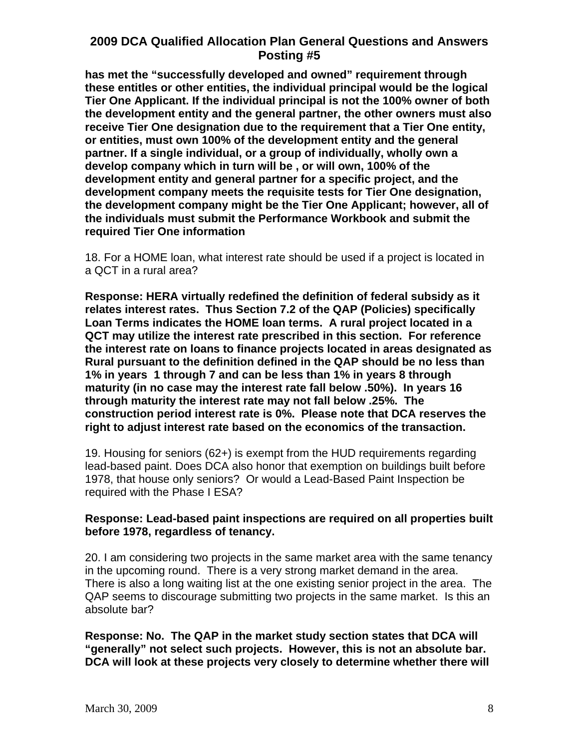**has met the "successfully developed and owned" requirement through these entitles or other entities, the individual principal would be the logical Tier One Applicant. If the individual principal is not the 100% owner of both the development entity and the general partner, the other owners must also receive Tier One designation due to the requirement that a Tier One entity, or entities, must own 100% of the development entity and the general partner. If a single individual, or a group of individually, wholly own a develop company which in turn will be , or will own, 100% of the development entity and general partner for a specific project, and the development company meets the requisite tests for Tier One designation, the development company might be the Tier One Applicant; however, all of the individuals must submit the Performance Workbook and submit the required Tier One information**

18. For a HOME loan, what interest rate should be used if a project is located in a QCT in a rural area?

**Response: HERA virtually redefined the definition of federal subsidy as it relates interest rates. Thus Section 7.2 of the QAP (Policies) specifically Loan Terms indicates the HOME loan terms. A rural project located in a QCT may utilize the interest rate prescribed in this section. For reference the interest rate on loans to finance projects located in areas designated as Rural pursuant to the definition defined in the QAP should be no less than 1% in years 1 through 7 and can be less than 1% in years 8 through maturity (in no case may the interest rate fall below .50%). In years 16 through maturity the interest rate may not fall below .25%. The construction period interest rate is 0%. Please note that DCA reserves the right to adjust interest rate based on the economics of the transaction.**

19. Housing for seniors (62+) is exempt from the HUD requirements regarding lead-based paint. Does DCA also honor that exemption on buildings built before 1978, that house only seniors? Or would a Lead-Based Paint Inspection be required with the Phase I ESA?

**Response: Lead-based paint inspections are required on all properties built before 1978, regardless of tenancy.**

20. I am considering two projects in the same market area with the same tenancy in the upcoming round. There is a very strong market demand in the area. There is also a long waiting list at the one existing senior project in the area. The QAP seems to discourage submitting two projects in the same market. Is this an absolute bar?

**Response: No. The QAP in the market study section states that DCA will "generally" not select such projects. However, this is not an absolute bar. DCA will look at these projects very closely to determine whether there will**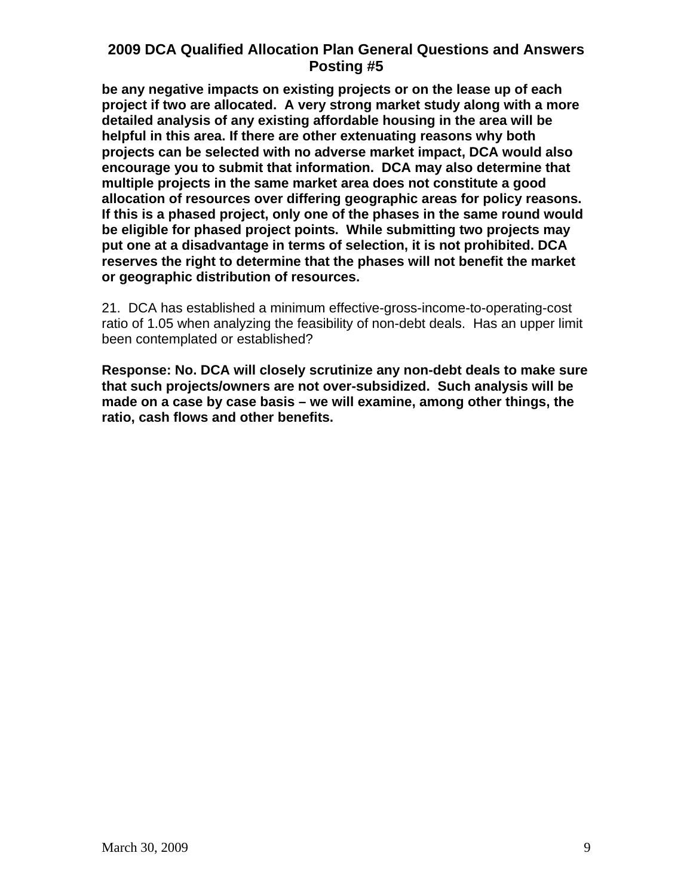**be any negative impacts on existing projects or on the lease up of each project if two are allocated. A very strong market study along with a more detailed analysis of any existing affordable housing in the area will be helpful in this area. If there are other extenuating reasons why both projects can be selected with no adverse market impact, DCA would also encourage you to submit that information. DCA may also determine that multiple projects in the same market area does not constitute a good allocation of resources over differing geographic areas for policy reasons. If this is a phased project, only one of the phases in the same round would be eligible for phased project points. While submitting two projects may put one at a disadvantage in terms of selection, it is not prohibited. DCA reserves the right to determine that the phases will not benefit the market or geographic distribution of resources.**

21. DCA has established a minimum effective-gross-income-to-operating-cost ratio of 1.05 when analyzing the feasibility of non-debt deals. Has an upper limit been contemplated or established?

**Response: No. DCA will closely scrutinize any non-debt deals to make sure that such projects/owners are not over-subsidized. Such analysis will be made on a case by case basis – we will examine, among other things, the ratio, cash flows and other benefits.**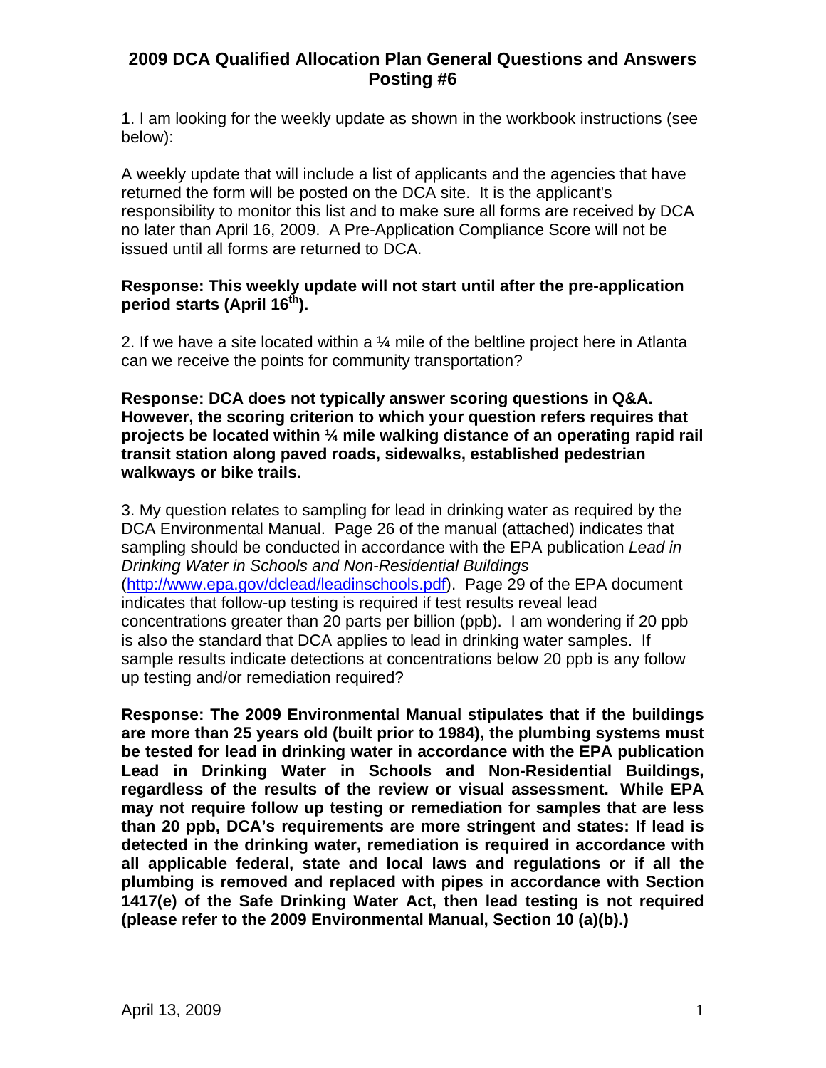# 2009 DCA Qualified Allocation Plan General Questions and Answers Posting #6

1. I am looking for the weekly update as shown in the workbook instructions (see below):

A weekly update that will include a list of applicants and the agencies that have returned the form will be posted on the DCA site. It is the applicant's responsibility to monitor this list and to make sure all forms are received by DCA no later than April 16, 2009. A Pre-Application Compliance Score will not be issued until all forms are returned to DCA.

**Response: This weekly update will not start until after the pre-application period starts (April 16th).**

2. If we have a site located within a ¼ mile of the beltline project here in Atlanta can we receive the points for community transportation?

**Response: DCA does not typically answer scoring questions in Q&A. However, the scoring criterion to which your question refers requires that projects be located within ¼ mile walking distance of an operating rapid rail transit station along paved roads, sidewalks, established pedestrian walkways or bike trails.**

3. My question relates to sampling for lead in drinking water as required by the DCA Environmental Manual. Page 26 of the manual (attached) indicates that sampling should be conducted in accordance with the EPA publication *Lead in Drinking Water in Schools and Non-Residential Buildings* (http://www.epa.gov/dclead/leadinschools.pdf). Page 29 of the EPA document indicates that follow-up testing is required if test results reveal lead concentrations greater than 20 parts per billion (ppb). I am wondering if 20 ppb is also the standard that DCA applies to lead in drinking water samples. If sample results indicate detections at concentrations below 20 ppb is any follow up testing and/or remediation required?

**Response: The 2009 Environmental Manual stipulates that if the buildings are more than 25 years old (built prior to 1984), the plumbing systems must be tested for lead in drinking water in accordance with the EPA publication Lead in Drinking Water in Schools and Non-Residential Buildings, regardless of the results of the review or visual assessment. While EPA may not require follow up testing or remediation for samples that are less than 20 ppb, DCA's requirements are more stringent and states: If lead is detected in the drinking water, remediation is required in accordance with all applicable federal, state and local laws and regulations or if all the plumbing is removed and replaced with pipes in accordance with Section 1417(e) of the Safe Drinking Water Act, then lead testing is not required (please refer to the 2009 Environmental Manual, Section 10 (a)(b).)**

April 13, 2009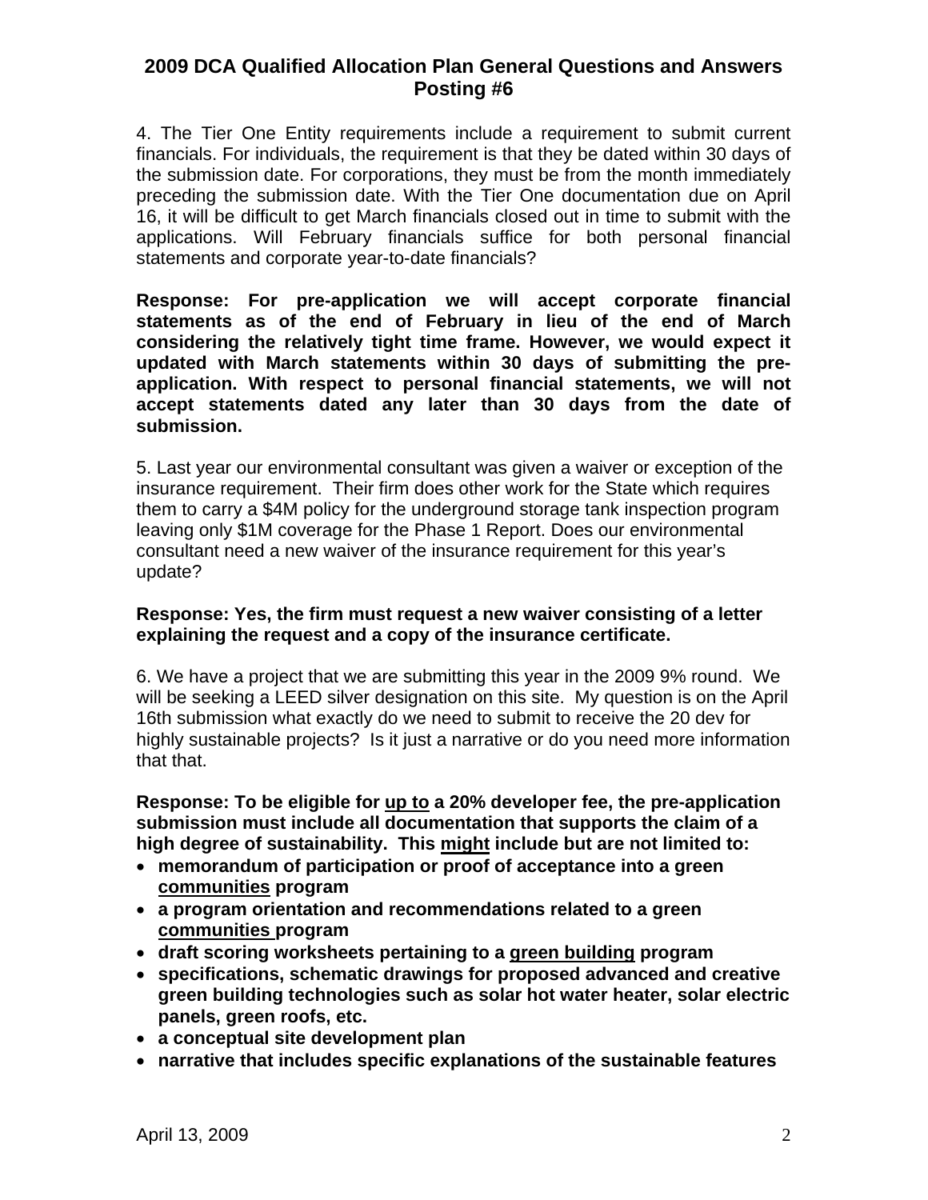## 2009 DCA Qualified Allocation Plan General Questions and Answers Posting #6

4. The Tier One Entity requirements include a requirement to submit current financials. For individuals, the requirement is that they be dated within 30 days of the submission date. For corporations, they must be from the month immediately preceding the submission date. With the Tier One documentation due on April 16, it will be difficult to get March financials closed out in time to submit with the applications. Will February financials suffice for both personal financial statements and corporate year-to-date financials?

**Response: For pre-application we will accept corporate financial statements as of the end of February in lieu of the end of March considering the relatively tight time frame. However, we would expect it updated with March statements within 30 days of submitting the pre-application. With respect to personal financial statements, we will not accept statements dated any later than 30 days from the date of submission.**

5. Last year our environmental consultant was given a waiver or exception of the insurance requirement. Their firm does other work for the State which requires them to carry a $4M policy for the underground storage tank inspection program leaving only $1M coverage for the Phase 1 Report. Does our environmental consultant need a new waiver of the insurance requirement for this year's update?

**Response: Yes, the firm must request a new waiver consisting of a letter explaining the request and a copy of the insurance certificate.**

6. We have a project that we are submitting this year in the 2009 9% round. We will be seeking a LEED silver designation on this site. My question is on the April 16th submission what exactly do we need to submit to receive the 20 dev for highly sustainable projects? Is it just a narrative or do you need more information that that.

**Response: To be eligible for <u>up to</u> a 20% developer fee, the pre-application submission must include all documentation that supports the claim of a high degree of sustainability. This <u>might</u> include but are not limited to:**

- **memorandum of participation or proof of acceptance into a green <u>communities</u> program**
- **a program orientation and recommendations related to a green <u>communities</u> program**
- **draft scoring worksheets pertaining to a <u>green building</u> program**
- **specifications, schematic drawings for proposed advanced and creative green building technologies such as solar hot water heater, solar electric panels, green roofs, etc.**
- **a conceptual site development plan**
- **narrative that includes specific explanations of the sustainable features**

April 13, 2009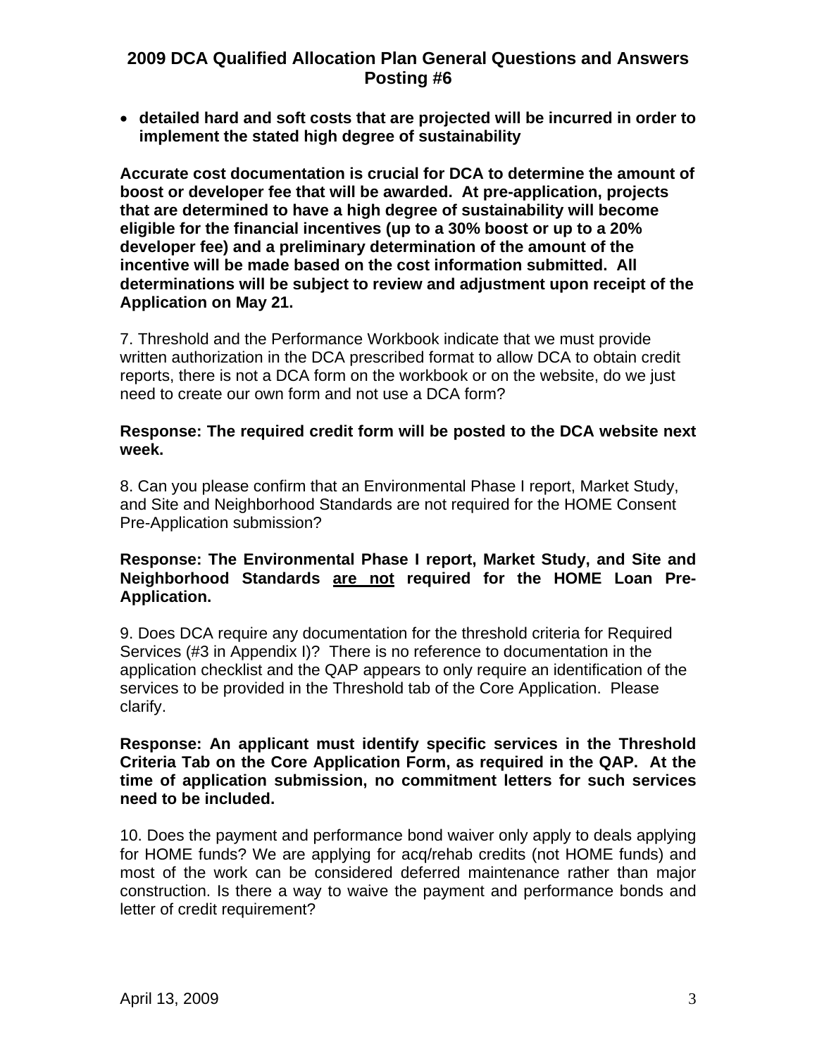- **detailed hard and soft costs that are projected will be incurred in order to implement the stated high degree of sustainability**

**Accurate cost documentation is crucial for DCA to determine the amount of boost or developer fee that will be awarded. At pre-application, projects that are determined to have a high degree of sustainability will become eligible for the financial incentives (up to a 30% boost or up to a 20% developer fee) and a preliminary determination of the amount of the incentive will be made based on the cost information submitted. All determinations will be subject to review and adjustment upon receipt of the Application on May 21.**

7. Threshold and the Performance Workbook indicate that we must provide written authorization in the DCA prescribed format to allow DCA to obtain credit reports, there is not a DCA form on the workbook or on the website, do we just need to create our own form and not use a DCA form?

**Response: The required credit form will be posted to the DCA website next week.**

8. Can you please confirm that an Environmental Phase I report, Market Study, and Site and Neighborhood Standards are not required for the HOME Consent Pre-Application submission?

**Response: The Environmental Phase I report, Market Study, and Site and Neighborhood Standards <u>are not</u> required for the HOME Loan Pre-Application.**

9. Does DCA require any documentation for the threshold criteria for Required Services (#3 in Appendix I)? There is no reference to documentation in the application checklist and the QAP appears to only require an identification of the services to be provided in the Threshold tab of the Core Application. Please clarify.

**Response: An applicant must identify specific services in the Threshold Criteria Tab on the Core Application Form, as required in the QAP. At the time of application submission, no commitment letters for such services need to be included.**

10. Does the payment and performance bond waiver only apply to deals applying for HOME funds? We are applying for acq/rehab credits (not HOME funds) and most of the work can be considered deferred maintenance rather than major construction. Is there a way to waive the payment and performance bonds and letter of credit requirement?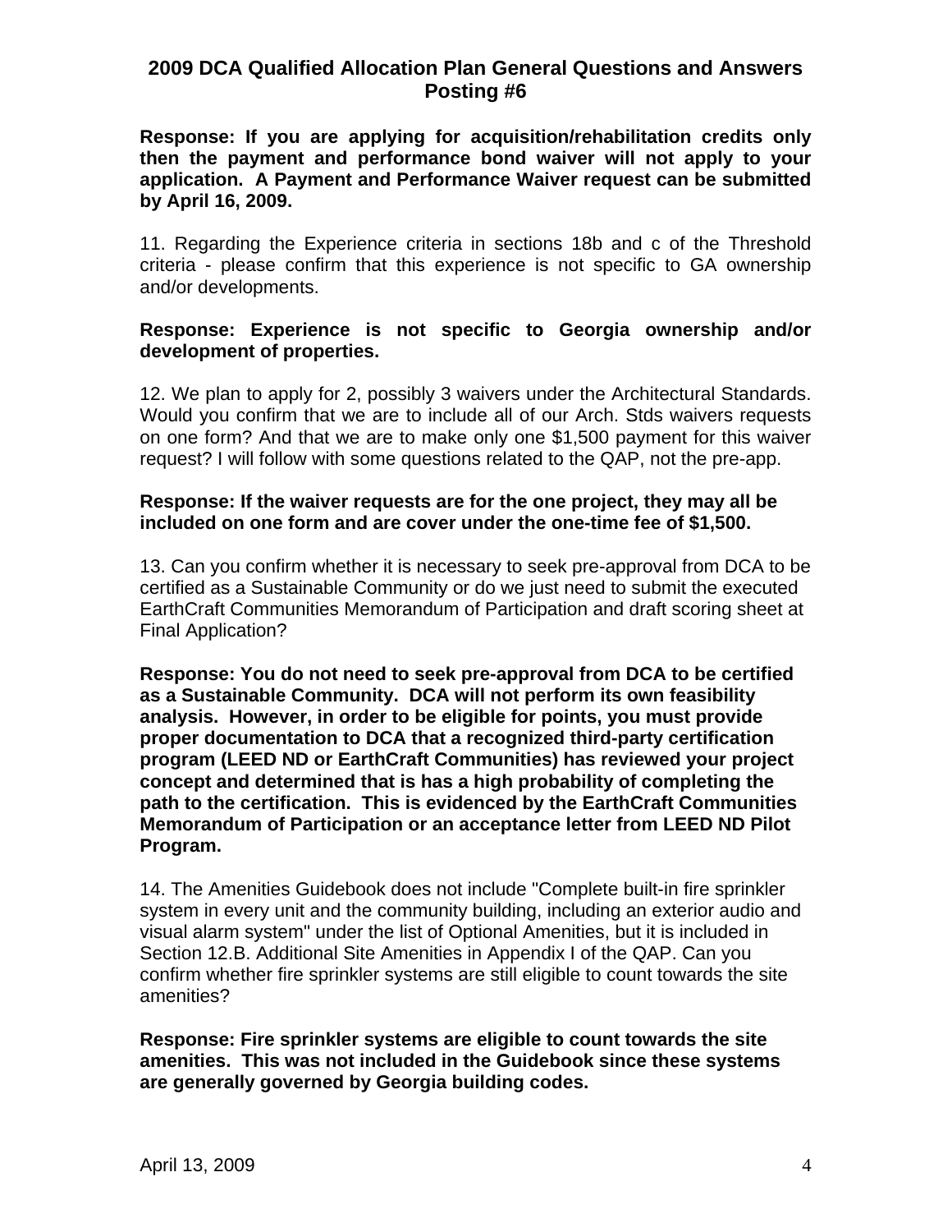**Response: If you are applying for acquisition/rehabilitation credits only then the payment and performance bond waiver will not apply to your application. A Payment and Performance Waiver request can be submitted by April 16, 2009.**

11. Regarding the Experience criteria in sections 18b and c of the Threshold criteria - please confirm that this experience is not specific to GA ownership and/or developments.

**Response: Experience is not specific to Georgia ownership and/or development of properties.**

12. We plan to apply for 2, possibly 3 waivers under the Architectural Standards. Would you confirm that we are to include all of our Arch. Stds waivers requests on one form? And that we are to make only one $1,500 payment for this waiver request? I will follow with some questions related to the QAP, not the pre-app.

**Response: If the waiver requests are for the one project, they may all be included on one form and are cover under the one-time fee of $1,500.**

13. Can you confirm whether it is necessary to seek pre-approval from DCA to be certified as a Sustainable Community or do we just need to submit the executed EarthCraft Communities Memorandum of Participation and draft scoring sheet at Final Application?

**Response: You do not need to seek pre-approval from DCA to be certified as a Sustainable Community. DCA will not perform its own feasibility analysis. However, in order to be eligible for points, you must provide proper documentation to DCA that a recognized third-party certification program (LEED ND or EarthCraft Communities) has reviewed your project concept and determined that is has a high probability of completing the path to the certification. This is evidenced by the EarthCraft Communities Memorandum of Participation or an acceptance letter from LEED ND Pilot Program.**

14. The Amenities Guidebook does not include "Complete built-in fire sprinkler system in every unit and the community building, including an exterior audio and visual alarm system" under the list of Optional Amenities, but it is included in Section 12.B. Additional Site Amenities in Appendix I of the QAP. Can you confirm whether fire sprinkler systems are still eligible to count towards the site amenities?

**Response: Fire sprinkler systems are eligible to count towards the site amenities. This was not included in the Guidebook since these systems are generally governed by Georgia building codes.**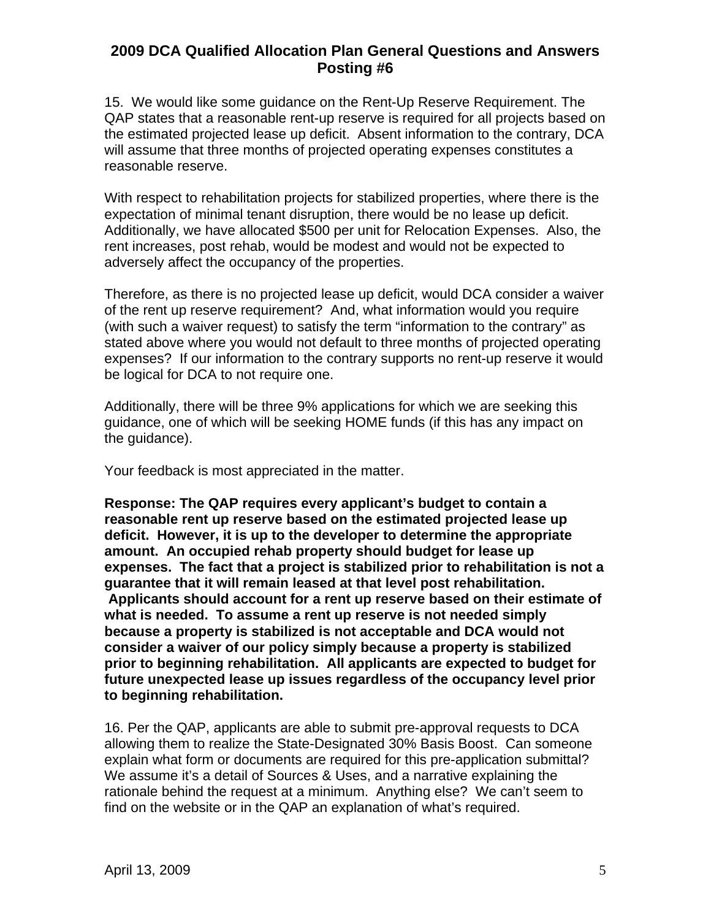## 2009 DCA Qualified Allocation Plan General Questions and Answers Posting #6

15. We would like some guidance on the Rent-Up Reserve Requirement. The QAP states that a reasonable rent-up reserve is required for all projects based on the estimated projected lease up deficit. Absent information to the contrary, DCA will assume that three months of projected operating expenses constitutes a reasonable reserve.

With respect to rehabilitation projects for stabilized properties, where there is the expectation of minimal tenant disruption, there would be no lease up deficit. Additionally, we have allocated $500 per unit for Relocation Expenses. Also, the rent increases, post rehab, would be modest and would not be expected to adversely affect the occupancy of the properties.

Therefore, as there is no projected lease up deficit, would DCA consider a waiver of the rent up reserve requirement? And, what information would you require (with such a waiver request) to satisfy the term "information to the contrary" as stated above where you would not default to three months of projected operating expenses? If our information to the contrary supports no rent-up reserve it would be logical for DCA to not require one.

Additionally, there will be three 9% applications for which we are seeking this guidance, one of which will be seeking HOME funds (if this has any impact on the guidance).

Your feedback is most appreciated in the matter.

**Response: The QAP requires every applicant's budget to contain a reasonable rent up reserve based on the estimated projected lease up deficit. However, it is up to the developer to determine the appropriate amount. An occupied rehab property should budget for lease up expenses. The fact that a project is stabilized prior to rehabilitation is not a guarantee that it will remain leased at that level post rehabilitation. Applicants should account for a rent up reserve based on their estimate of what is needed. To assume a rent up reserve is not needed simply because a property is stabilized is not acceptable and DCA would not consider a waiver of our policy simply because a property is stabilized prior to beginning rehabilitation. All applicants are expected to budget for future unexpected lease up issues regardless of the occupancy level prior to beginning rehabilitation.**

16. Per the QAP, applicants are able to submit pre-approval requests to DCA allowing them to realize the State-Designated 30% Basis Boost. Can someone explain what form or documents are required for this pre-application submittal? We assume it's a detail of Sources & Uses, and a narrative explaining the rationale behind the request at a minimum. Anything else? We can't seem to find on the website or in the QAP an explanation of what's required.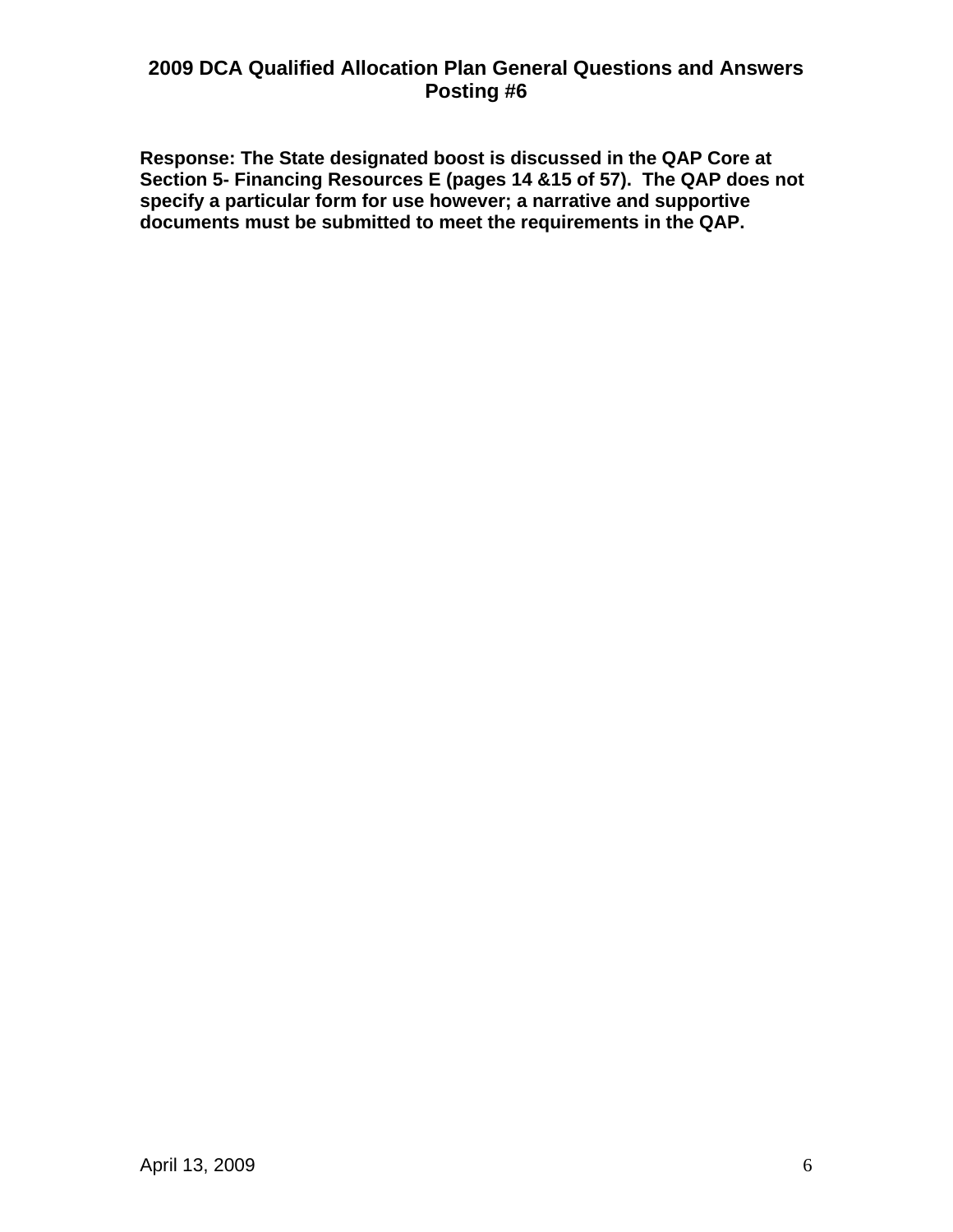**Response: The State designated boost is discussed in the QAP Core at Section 5- Financing Resources E (pages 14 &15 of 57). The QAP does not specify a particular form for use however; a narrative and supportive documents must be submitted to meet the requirements in the QAP.**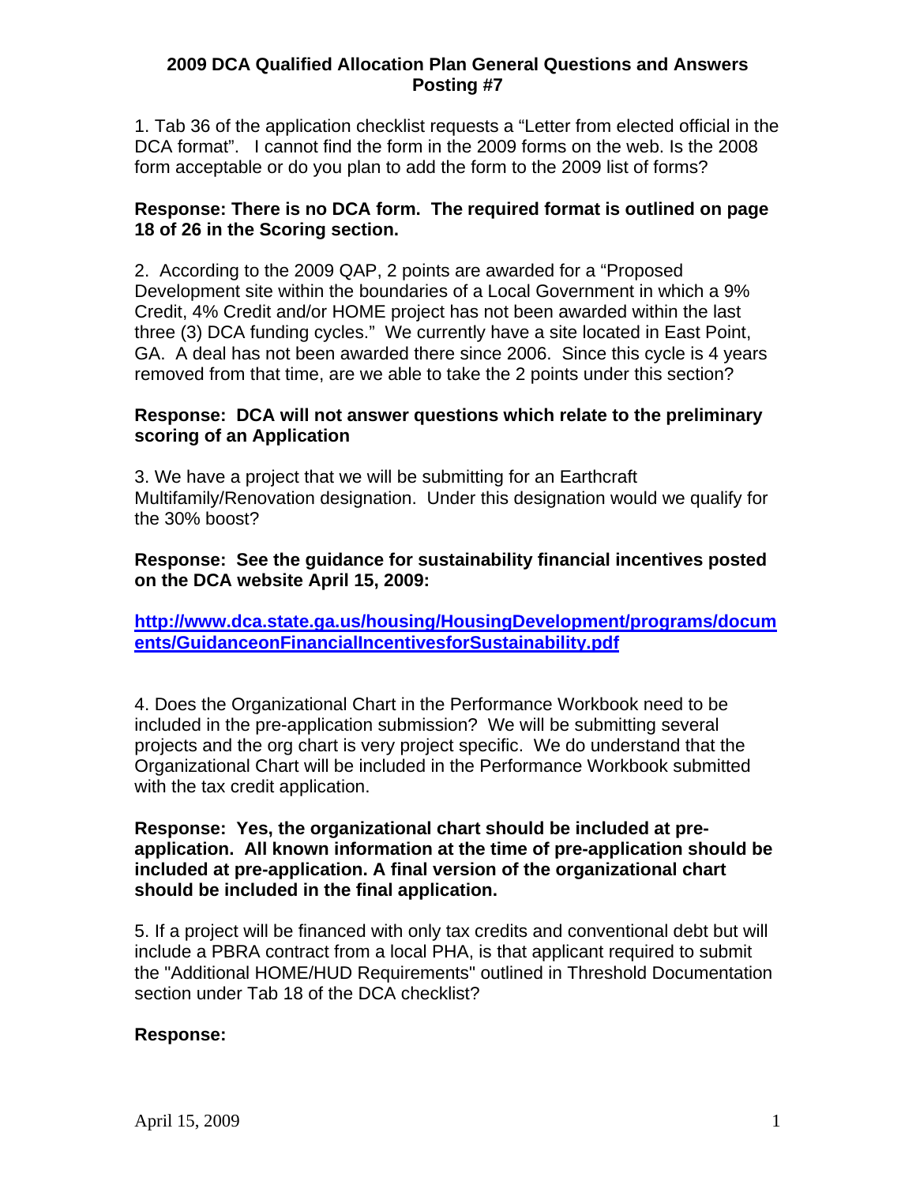# 2009 DCA Qualified Allocation Plan General Questions and Answers Posting #7

1. Tab 36 of the application checklist requests a "Letter from elected official in the DCA format". I cannot find the form in the 2009 forms on the web. Is the 2008 form acceptable or do you plan to add the form to the 2009 list of forms?

**Response: There is no DCA form. The required format is outlined on page 18 of 26 in the Scoring section.**

2. According to the 2009 QAP, 2 points are awarded for a "Proposed Development site within the boundaries of a Local Government in which a 9% Credit, 4% Credit and/or HOME project has not been awarded within the last three (3) DCA funding cycles." We currently have a site located in East Point, GA. A deal has not been awarded there since 2006. Since this cycle is 4 years removed from that time, are we able to take the 2 points under this section?

**Response: DCA will not answer questions which relate to the preliminary scoring of an Application**

3. We have a project that we will be submitting for an Earthcraft Multifamily/Renovation designation. Under this designation would we qualify for the 30% boost?

**Response: See the guidance for sustainability financial incentives posted on the DCA website April 15, 2009:**

**http://www.dca.state.ga.us/housing/HousingDevelopment/programs/documents/GuidanceonFinancialIncentivesforSustainability.pdf**

4. Does the Organizational Chart in the Performance Workbook need to be included in the pre-application submission? We will be submitting several projects and the org chart is very project specific. We do understand that the Organizational Chart will be included in the Performance Workbook submitted with the tax credit application.

**Response: Yes, the organizational chart should be included at pre-application. All known information at the time of pre-application should be included at pre-application. A final version of the organizational chart should be included in the final application.**

5. If a project will be financed with only tax credits and conventional debt but will include a PBRA contract from a local PHA, is that applicant required to submit the "Additional HOME/HUD Requirements" outlined in Threshold Documentation section under Tab 18 of the DCA checklist?

**Response:**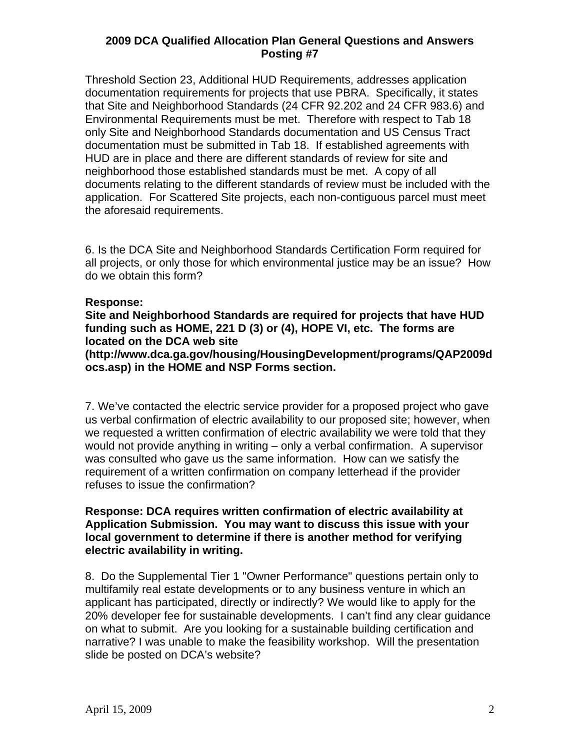Threshold Section 23, Additional HUD Requirements, addresses application documentation requirements for projects that use PBRA. Specifically, it states that Site and Neighborhood Standards (24 CFR 92.202 and 24 CFR 983.6) and Environmental Requirements must be met. Therefore with respect to Tab 18 only Site and Neighborhood Standards documentation and US Census Tract documentation must be submitted in Tab 18. If established agreements with HUD are in place and there are different standards of review for site and neighborhood those established standards must be met. A copy of all documents relating to the different standards of review must be included with the application. For Scattered Site projects, each non-contiguous parcel must meet the aforesaid requirements.

6. Is the DCA Site and Neighborhood Standards Certification Form required for all projects, or only those for which environmental justice may be an issue? How do we obtain this form?

**Response:**
**Site and Neighborhood Standards are required for projects that have HUD funding such as HOME, 221 D (3) or (4), HOPE VI, etc. The forms are located on the DCA web site (http://www.dca.ga.gov/housing/HousingDevelopment/programs/QAP2009docs.asp) in the HOME and NSP Forms section.**

7. We've contacted the electric service provider for a proposed project who gave us verbal confirmation of electric availability to our proposed site; however, when we requested a written confirmation of electric availability we were told that they would not provide anything in writing – only a verbal confirmation. A supervisor was consulted who gave us the same information. How can we satisfy the requirement of a written confirmation on company letterhead if the provider refuses to issue the confirmation?

**Response: DCA requires written confirmation of electric availability at Application Submission. You may want to discuss this issue with your local government to determine if there is another method for verifying electric availability in writing.**

8. Do the Supplemental Tier 1 "Owner Performance" questions pertain only to multifamily real estate developments or to any business venture in which an applicant has participated, directly or indirectly? We would like to apply for the 20% developer fee for sustainable developments. I can't find any clear guidance on what to submit. Are you looking for a sustainable building certification and narrative? I was unable to make the feasibility workshop. Will the presentation slide be posted on DCA's website?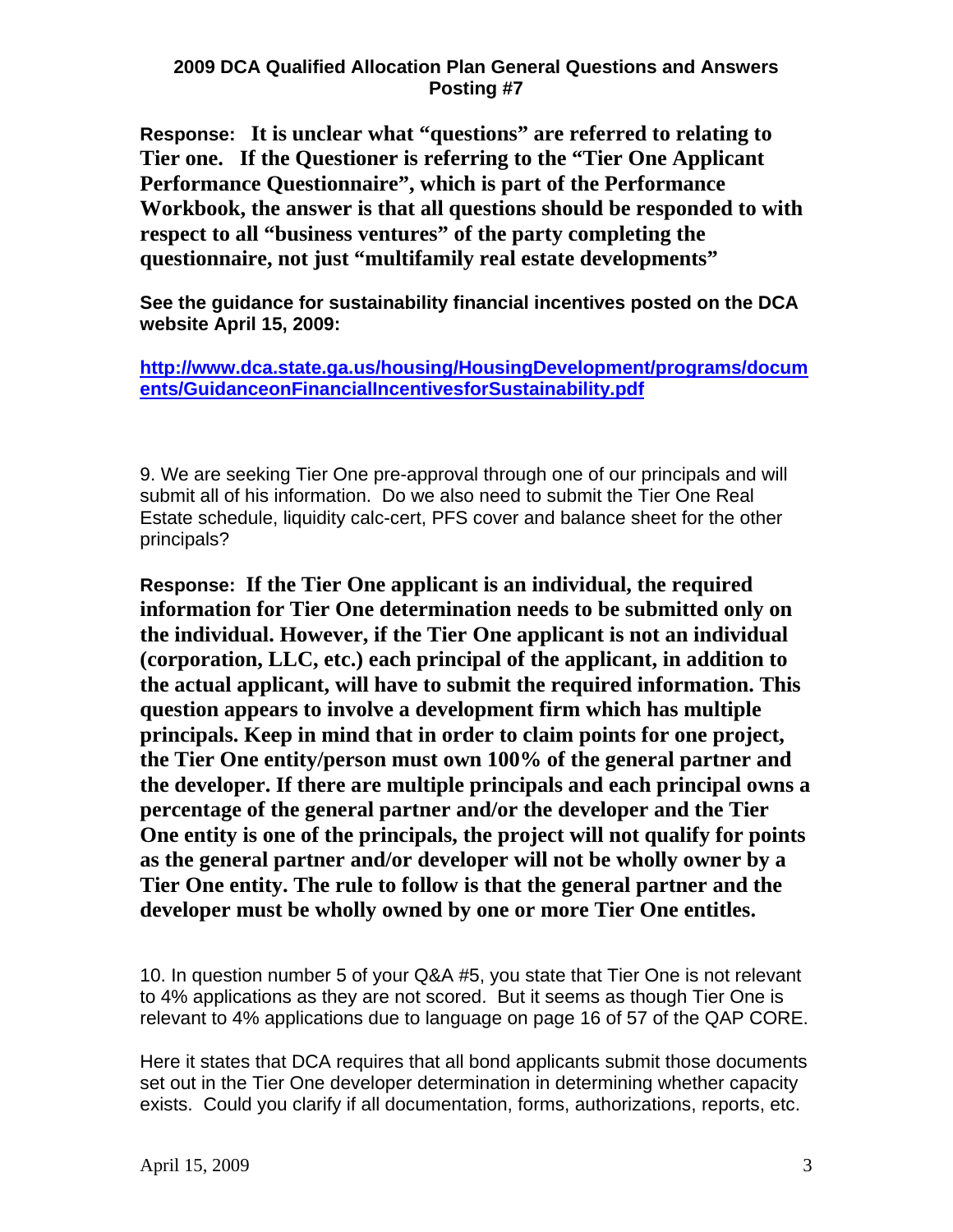**Response: It is unclear what "questions" are referred to relating to Tier one. If the Questioner is referring to the "Tier One Applicant Performance Questionnaire", which is part of the Performance Workbook, the answer is that all questions should be responded to with respect to all "business ventures" of the party completing the questionnaire, not just "multifamily real estate developments"**

**See the guidance for sustainability financial incentives posted on the DCA website April 15, 2009:**

**http://www.dca.state.ga.us/housing/HousingDevelopment/programs/documents/GuidanceonFinancialIncentivesforSustainability.pdf**

9. We are seeking Tier One pre-approval through one of our principals and will submit all of his information. Do we also need to submit the Tier One Real Estate schedule, liquidity calc-cert, PFS cover and balance sheet for the other principals?

**Response: If the Tier One applicant is an individual, the required information for Tier One determination needs to be submitted only on the individual. However, if the Tier One applicant is not an individual (corporation, LLC, etc.) each principal of the applicant, in addition to the actual applicant, will have to submit the required information. This question appears to involve a development firm which has multiple principals. Keep in mind that in order to claim points for one project, the Tier One entity/person must own 100% of the general partner and the developer. If there are multiple principals and each principal owns a percentage of the general partner and/or the developer and the Tier One entity is one of the principals, the project will not qualify for points as the general partner and/or developer will not be wholly owner by a Tier One entity. The rule to follow is that the general partner and the developer must be wholly owned by one or more Tier One entitles.**

10. In question number 5 of your Q&A #5, you state that Tier One is not relevant to 4% applications as they are not scored. But it seems as though Tier One is relevant to 4% applications due to language on page 16 of 57 of the QAP CORE.

Here it states that DCA requires that all bond applicants submit those documents set out in the Tier One developer determination in determining whether capacity exists. Could you clarify if all documentation, forms, authorizations, reports, etc.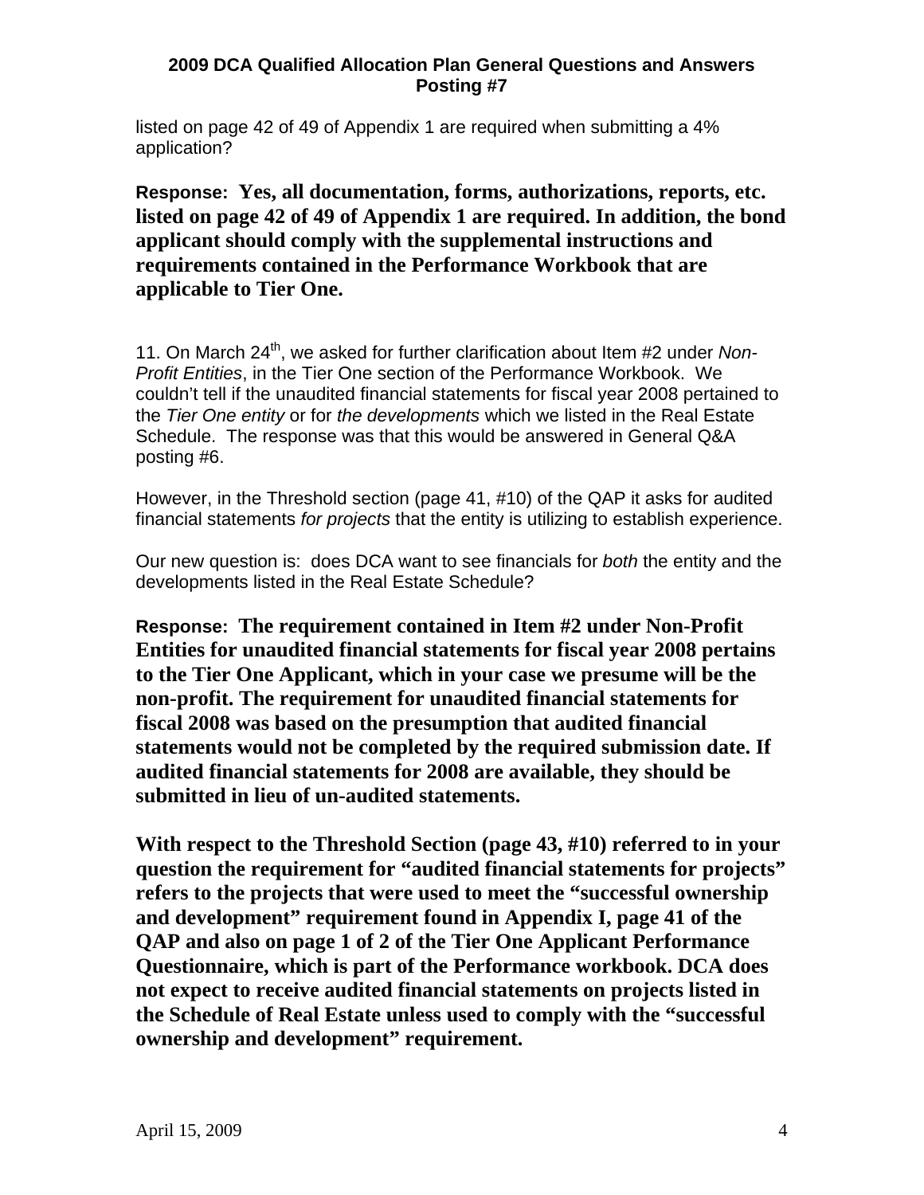listed on page 42 of 49 of Appendix 1 are required when submitting a 4% application?

**Response: Yes, all documentation, forms, authorizations, reports, etc. listed on page 42 of 49 of Appendix 1 are required. In addition, the bond applicant should comply with the supplemental instructions and requirements contained in the Performance Workbook that are applicable to Tier One.**

11. On March 24th, we asked for further clarification about Item #2 under *Non-Profit Entities*, in the Tier One section of the Performance Workbook. We couldn't tell if the unaudited financial statements for fiscal year 2008 pertained to the *Tier One entity* or for *the developments* which we listed in the Real Estate Schedule. The response was that this would be answered in General Q&A posting #6.

However, in the Threshold section (page 41, #10) of the QAP it asks for audited financial statements *for projects* that the entity is utilizing to establish experience.

Our new question is: does DCA want to see financials for *both* the entity and the developments listed in the Real Estate Schedule?

**Response: The requirement contained in Item #2 under Non-Profit Entities for unaudited financial statements for fiscal year 2008 pertains to the Tier One Applicant, which in your case we presume will be the non-profit. The requirement for unaudited financial statements for fiscal 2008 was based on the presumption that audited financial statements would not be completed by the required submission date. If audited financial statements for 2008 are available, they should be submitted in lieu of un-audited statements.**

**With respect to the Threshold Section (page 43, #10) referred to in your question the requirement for "audited financial statements for projects" refers to the projects that were used to meet the "successful ownership and development" requirement found in Appendix I, page 41 of the QAP and also on page 1 of 2 of the Tier One Applicant Performance Questionnaire, which is part of the Performance workbook. DCA does not expect to receive audited financial statements on projects listed in the Schedule of Real Estate unless used to comply with the "successful ownership and development" requirement.**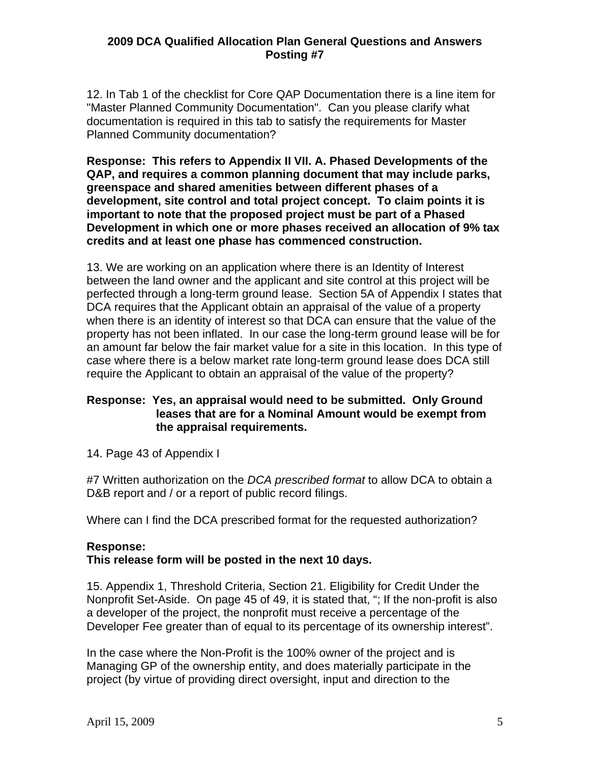12. In Tab 1 of the checklist for Core QAP Documentation there is a line item for "Master Planned Community Documentation". Can you please clarify what documentation is required in this tab to satisfy the requirements for Master Planned Community documentation?

**Response: This refers to Appendix II VII. A. Phased Developments of the QAP, and requires a common planning document that may include parks, greenspace and shared amenities between different phases of a development, site control and total project concept. To claim points it is important to note that the proposed project must be part of a Phased Development in which one or more phases received an allocation of 9% tax credits and at least one phase has commenced construction.**

13. We are working on an application where there is an Identity of Interest between the land owner and the applicant and site control at this project will be perfected through a long-term ground lease. Section 5A of Appendix I states that DCA requires that the Applicant obtain an appraisal of the value of a property when there is an identity of interest so that DCA can ensure that the value of the property has not been inflated. In our case the long-term ground lease will be for an amount far below the fair market value for a site in this location. In this type of case where there is a below market rate long-term ground lease does DCA still require the Applicant to obtain an appraisal of the value of the property?

**Response: Yes, an appraisal would need to be submitted. Only Ground leases that are for a Nominal Amount would be exempt from the appraisal requirements.**

14. Page 43 of Appendix I

#7 Written authorization on the *DCA prescribed format* to allow DCA to obtain a D&B report and / or a report of public record filings.

Where can I find the DCA prescribed format for the requested authorization?

**Response:**
**This release form will be posted in the next 10 days.**

15. Appendix 1, Threshold Criteria, Section 21. Eligibility for Credit Under the Nonprofit Set-Aside. On page 45 of 49, it is stated that, "; If the non-profit is also a developer of the project, the nonprofit must receive a percentage of the Developer Fee greater than of equal to its percentage of its ownership interest".

In the case where the Non-Profit is the 100% owner of the project and is Managing GP of the ownership entity, and does materially participate in the project (by virtue of providing direct oversight, input and direction to the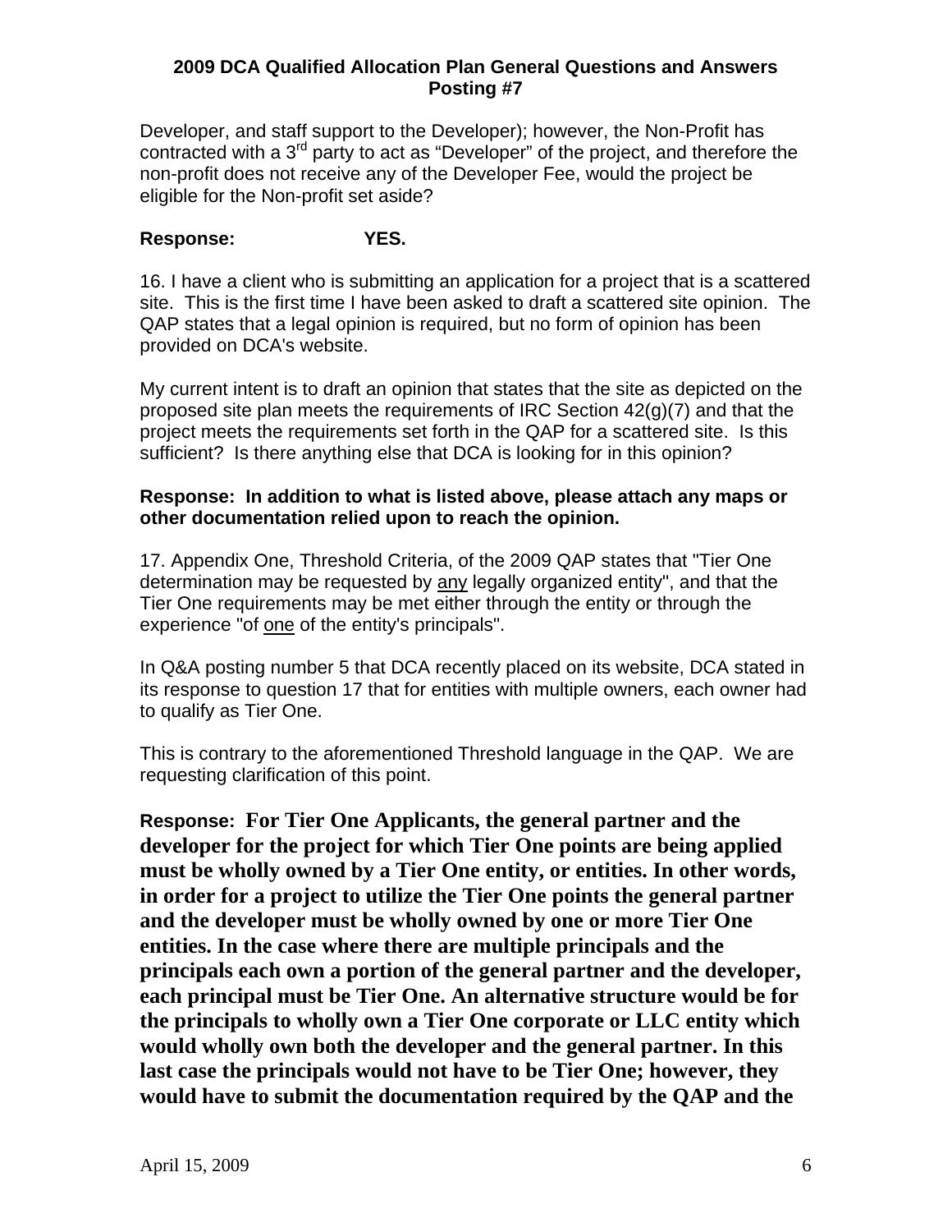Developer, and staff support to the Developer); however, the Non-Profit has contracted with a 3rd party to act as "Developer" of the project, and therefore the non-profit does not receive any of the Developer Fee, would the project be eligible for the Non-profit set aside?

**Response: YES.**

16. I have a client who is submitting an application for a project that is a scattered site. This is the first time I have been asked to draft a scattered site opinion. The QAP states that a legal opinion is required, but no form of opinion has been provided on DCA's website.

My current intent is to draft an opinion that states that the site as depicted on the proposed site plan meets the requirements of IRC Section 42(g)(7) and that the project meets the requirements set forth in the QAP for a scattered site. Is this sufficient? Is there anything else that DCA is looking for in this opinion?

**Response: In addition to what is listed above, please attach any maps or other documentation relied upon to reach the opinion.**

17. Appendix One, Threshold Criteria, of the 2009 QAP states that "Tier One determination may be requested by <u>any</u> legally organized entity", and that the Tier One requirements may be met either through the entity or through the experience "of <u>one</u> of the entity's principals".

In Q&A posting number 5 that DCA recently placed on its website, DCA stated in its response to question 17 that for entities with multiple owners, each owner had to qualify as Tier One.

This is contrary to the aforementioned Threshold language in the QAP. We are requesting clarification of this point.

**Response: For Tier One Applicants, the general partner and the developer for the project for which Tier One points are being applied must be wholly owned by a Tier One entity, or entities. In other words, in order for a project to utilize the Tier One points the general partner and the developer must be wholly owned by one or more Tier One entities. In the case where there are multiple principals and the principals each own a portion of the general partner and the developer, each principal must be Tier One. An alternative structure would be for the principals to wholly own a Tier One corporate or LLC entity which would wholly own both the developer and the general partner. In this last case the principals would not have to be Tier One; however, they would have to submit the documentation required by the QAP and the**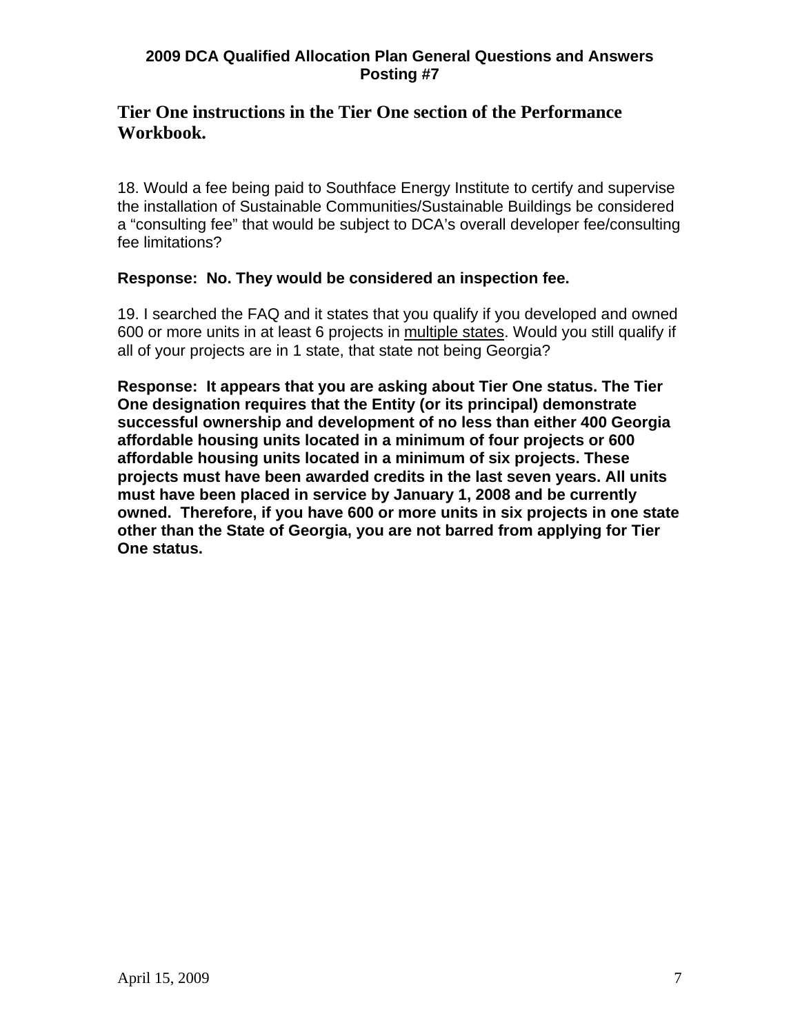**Tier One instructions in the Tier One section of the Performance Workbook.**

18. Would a fee being paid to Southface Energy Institute to certify and supervise the installation of Sustainable Communities/Sustainable Buildings be considered a "consulting fee" that would be subject to DCA's overall developer fee/consulting fee limitations?

**Response: No. They would be considered an inspection fee.**

19. I searched the FAQ and it states that you qualify if you developed and owned 600 or more units in at least 6 projects in <u>multiple states</u>. Would you still qualify if all of your projects are in 1 state, that state not being Georgia?

**Response: It appears that you are asking about Tier One status. The Tier One designation requires that the Entity (or its principal) demonstrate successful ownership and development of no less than either 400 Georgia affordable housing units located in a minimum of four projects or 600 affordable housing units located in a minimum of six projects. These projects must have been awarded credits in the last seven years. All units must have been placed in service by January 1, 2008 and be currently owned. Therefore, if you have 600 or more units in six projects in one state other than the State of Georgia, you are not barred from applying for Tier One status.**